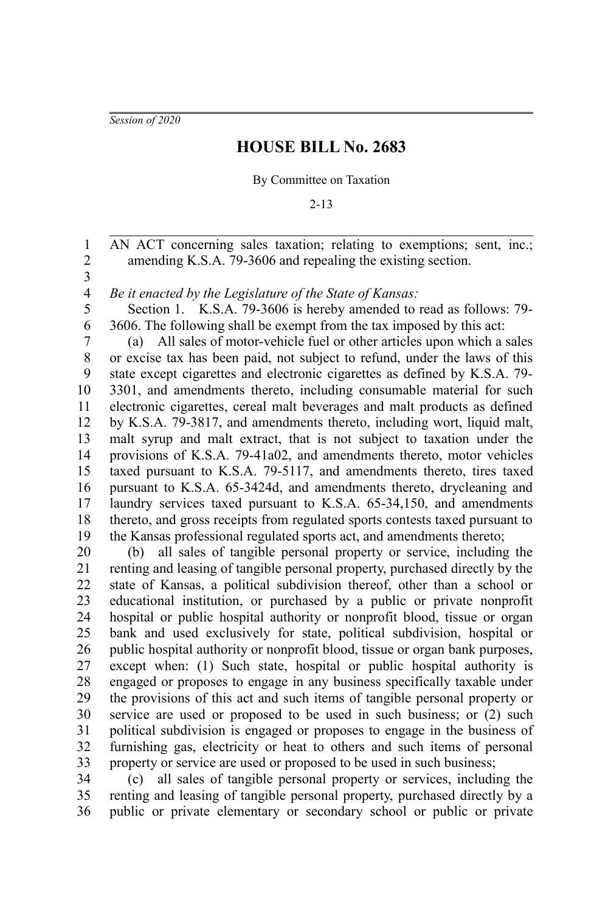*Session of 2020*

# HOUSE BILL No. 2683

By Committee on Taxation

2-13

AN ACT concerning sales taxation; relating to exemptions; sent, inc.; amending K.S.A. 79-3606 and repealing the existing section.

*Be it enacted by the Legislature of the State of Kansas:*

Section 1. K.S.A. 79-3606 is hereby amended to read as follows: 79-3606. The following shall be exempt from the tax imposed by this act:

(a) All sales of motor-vehicle fuel or other articles upon which a sales or excise tax has been paid, not subject to refund, under the laws of this state except cigarettes and electronic cigarettes as defined by K.S.A. 79-3301, and amendments thereto, including consumable material for such electronic cigarettes, cereal malt beverages and malt products as defined by K.S.A. 79-3817, and amendments thereto, including wort, liquid malt, malt syrup and malt extract, that is not subject to taxation under the provisions of K.S.A. 79-41a02, and amendments thereto, motor vehicles taxed pursuant to K.S.A. 79-5117, and amendments thereto, tires taxed pursuant to K.S.A. 65-3424d, and amendments thereto, drycleaning and laundry services taxed pursuant to K.S.A. 65-34,150, and amendments thereto, and gross receipts from regulated sports contests taxed pursuant to the Kansas professional regulated sports act, and amendments thereto;

(b) all sales of tangible personal property or service, including the renting and leasing of tangible personal property, purchased directly by the state of Kansas, a political subdivision thereof, other than a school or educational institution, or purchased by a public or private nonprofit hospital or public hospital authority or nonprofit blood, tissue or organ bank and used exclusively for state, political subdivision, hospital or public hospital authority or nonprofit blood, tissue or organ bank purposes, except when: (1) Such state, hospital or public hospital authority is engaged or proposes to engage in any business specifically taxable under the provisions of this act and such items of tangible personal property or service are used or proposed to be used in such business; or (2) such political subdivision is engaged or proposes to engage in the business of furnishing gas, electricity or heat to others and such items of personal property or service are used or proposed to be used in such business;

(c) all sales of tangible personal property or services, including the renting and leasing of tangible personal property, purchased directly by a public or private elementary or secondary school or public or private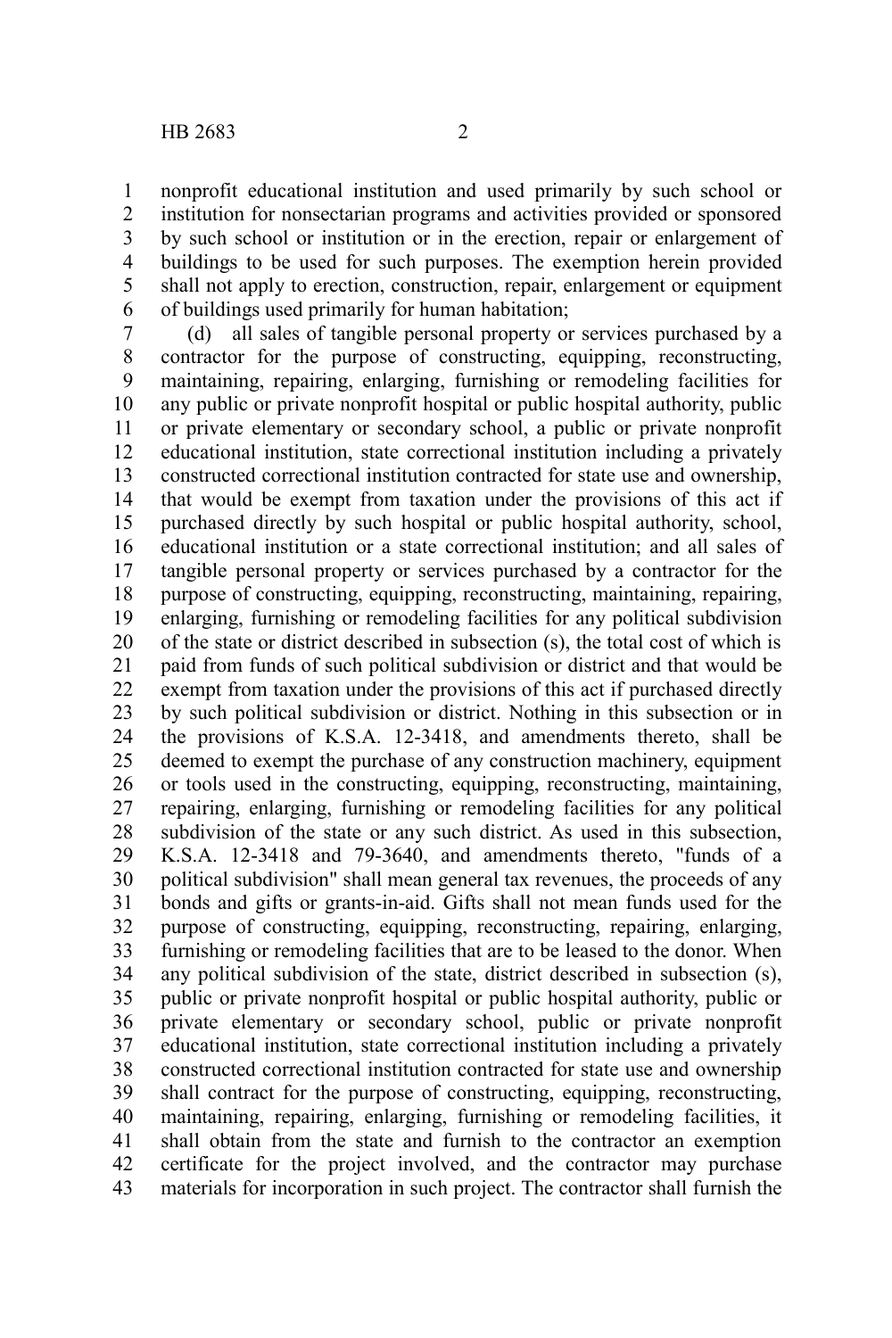nonprofit educational institution and used primarily by such school or institution for nonsectarian programs and activities provided or sponsored by such school or institution or in the erection, repair or enlargement of buildings to be used for such purposes. The exemption herein provided shall not apply to erection, construction, repair, enlargement or equipment of buildings used primarily for human habitation;

(d) all sales of tangible personal property or services purchased by a contractor for the purpose of constructing, equipping, reconstructing, maintaining, repairing, enlarging, furnishing or remodeling facilities for any public or private nonprofit hospital or public hospital authority, public or private elementary or secondary school, a public or private nonprofit educational institution, state correctional institution including a privately constructed correctional institution contracted for state use and ownership, that would be exempt from taxation under the provisions of this act if purchased directly by such hospital or public hospital authority, school, educational institution or a state correctional institution; and all sales of tangible personal property or services purchased by a contractor for the purpose of constructing, equipping, reconstructing, maintaining, repairing, enlarging, furnishing or remodeling facilities for any political subdivision of the state or district described in subsection (s), the total cost of which is paid from funds of such political subdivision or district and that would be exempt from taxation under the provisions of this act if purchased directly by such political subdivision or district. Nothing in this subsection or in the provisions of K.S.A. 12-3418, and amendments thereto, shall be deemed to exempt the purchase of any construction machinery, equipment or tools used in the constructing, equipping, reconstructing, maintaining, repairing, enlarging, furnishing or remodeling facilities for any political subdivision of the state or any such district. As used in this subsection, K.S.A. 12-3418 and 79-3640, and amendments thereto, "funds of a political subdivision" shall mean general tax revenues, the proceeds of any bonds and gifts or grants-in-aid. Gifts shall not mean funds used for the purpose of constructing, equipping, reconstructing, repairing, enlarging, furnishing or remodeling facilities that are to be leased to the donor. When any political subdivision of the state, district described in subsection (s), public or private nonprofit hospital or public hospital authority, public or private elementary or secondary school, public or private nonprofit educational institution, state correctional institution including a privately constructed correctional institution contracted for state use and ownership shall contract for the purpose of constructing, equipping, reconstructing, maintaining, repairing, enlarging, furnishing or remodeling facilities, it shall obtain from the state and furnish to the contractor an exemption certificate for the project involved, and the contractor may purchase materials for incorporation in such project. The contractor shall furnish the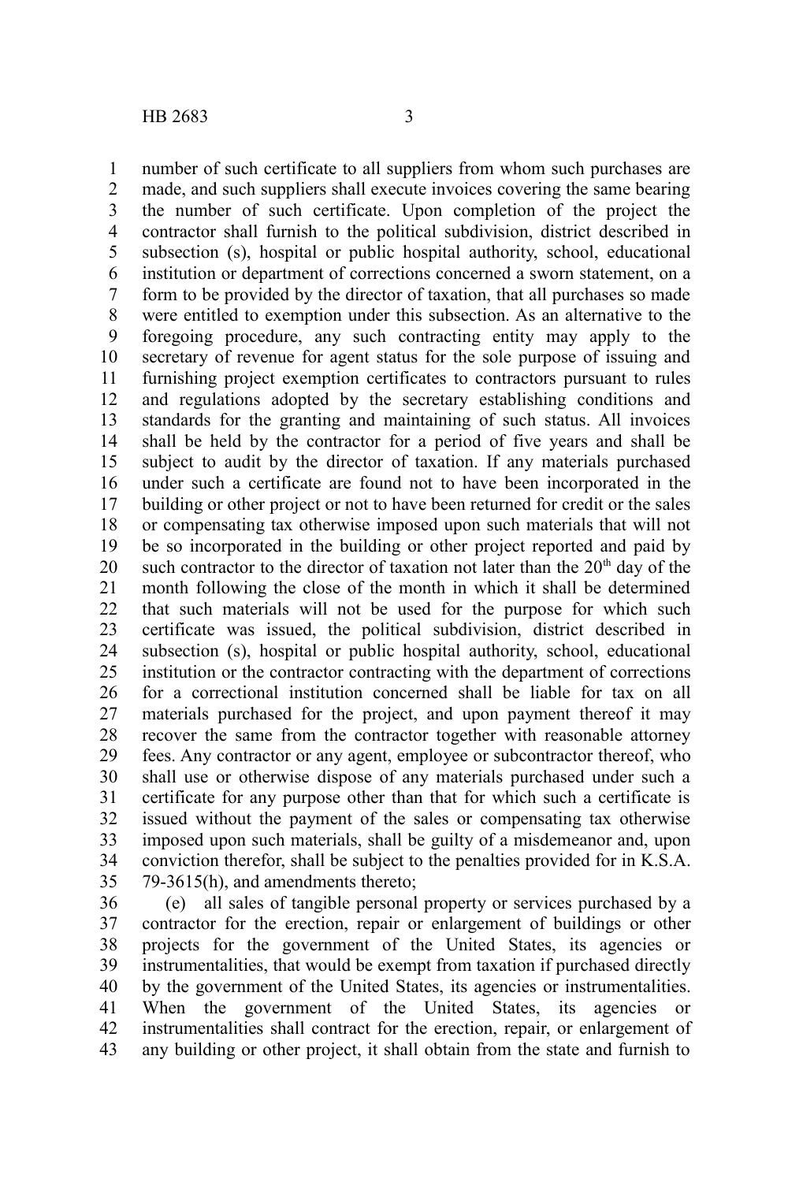number of such certificate to all suppliers from whom such purchases are made, and such suppliers shall execute invoices covering the same bearing the number of such certificate. Upon completion of the project the contractor shall furnish to the political subdivision, district described in subsection (s), hospital or public hospital authority, school, educational institution or department of corrections concerned a sworn statement, on a form to be provided by the director of taxation, that all purchases so made were entitled to exemption under this subsection. As an alternative to the foregoing procedure, any such contracting entity may apply to the secretary of revenue for agent status for the sole purpose of issuing and furnishing project exemption certificates to contractors pursuant to rules and regulations adopted by the secretary establishing conditions and standards for the granting and maintaining of such status. All invoices shall be held by the contractor for a period of five years and shall be subject to audit by the director of taxation. If any materials purchased under such a certificate are found not to have been incorporated in the building or other project or not to have been returned for credit or the sales or compensating tax otherwise imposed upon such materials that will not be so incorporated in the building or other project reported and paid by such contractor to the director of taxation not later than the 20th day of the month following the close of the month in which it shall be determined that such materials will not be used for the purpose for which such certificate was issued, the political subdivision, district described in subsection (s), hospital or public hospital authority, school, educational institution or the contractor contracting with the department of corrections for a correctional institution concerned shall be liable for tax on all materials purchased for the project, and upon payment thereof it may recover the same from the contractor together with reasonable attorney fees. Any contractor or any agent, employee or subcontractor thereof, who shall use or otherwise dispose of any materials purchased under such a certificate for any purpose other than that for which such a certificate is issued without the payment of the sales or compensating tax otherwise imposed upon such materials, shall be guilty of a misdemeanor and, upon conviction therefor, shall be subject to the penalties provided for in K.S.A. 79-3615(h), and amendments thereto;

(e) all sales of tangible personal property or services purchased by a contractor for the erection, repair or enlargement of buildings or other projects for the government of the United States, its agencies or instrumentalities, that would be exempt from taxation if purchased directly by the government of the United States, its agencies or instrumentalities. When the government of the United States, its agencies or instrumentalities shall contract for the erection, repair, or enlargement of any building or other project, it shall obtain from the state and furnish to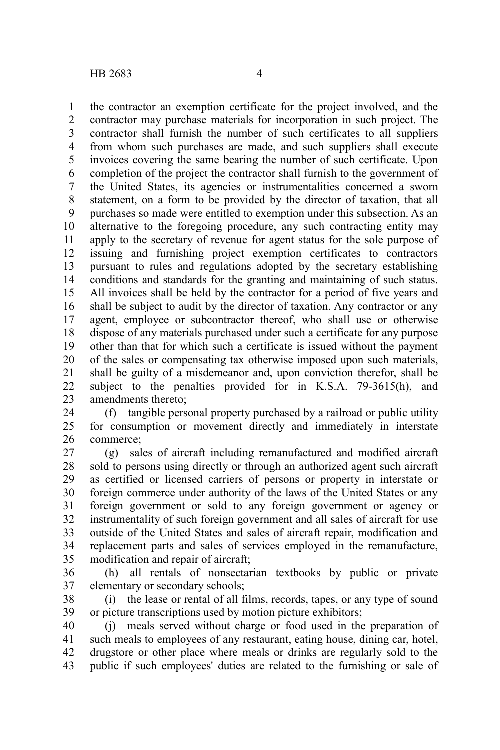the contractor an exemption certificate for the project involved, and the contractor may purchase materials for incorporation in such project. The contractor shall furnish the number of such certificates to all suppliers from whom such purchases are made, and such suppliers shall execute invoices covering the same bearing the number of such certificate. Upon completion of the project the contractor shall furnish to the government of the United States, its agencies or instrumentalities concerned a sworn statement, on a form to be provided by the director of taxation, that all purchases so made were entitled to exemption under this subsection. As an alternative to the foregoing procedure, any such contracting entity may apply to the secretary of revenue for agent status for the sole purpose of issuing and furnishing project exemption certificates to contractors pursuant to rules and regulations adopted by the secretary establishing conditions and standards for the granting and maintaining of such status. All invoices shall be held by the contractor for a period of five years and shall be subject to audit by the director of taxation. Any contractor or any agent, employee or subcontractor thereof, who shall use or otherwise dispose of any materials purchased under such a certificate for any purpose other than that for which such a certificate is issued without the payment of the sales or compensating tax otherwise imposed upon such materials, shall be guilty of a misdemeanor and, upon conviction therefor, shall be subject to the penalties provided for in K.S.A. 79-3615(h), and amendments thereto;

(f) tangible personal property purchased by a railroad or public utility for consumption or movement directly and immediately in interstate commerce;

(g) sales of aircraft including remanufactured and modified aircraft sold to persons using directly or through an authorized agent such aircraft as certified or licensed carriers of persons or property in interstate or foreign commerce under authority of the laws of the United States or any foreign government or sold to any foreign government or agency or instrumentality of such foreign government and all sales of aircraft for use outside of the United States and sales of aircraft repair, modification and replacement parts and sales of services employed in the remanufacture, modification and repair of aircraft;

(h) all rentals of nonsectarian textbooks by public or private elementary or secondary schools;

(i) the lease or rental of all films, records, tapes, or any type of sound or picture transcriptions used by motion picture exhibitors;

(j) meals served without charge or food used in the preparation of such meals to employees of any restaurant, eating house, dining car, hotel, drugstore or other place where meals or drinks are regularly sold to the public if such employees' duties are related to the furnishing or sale of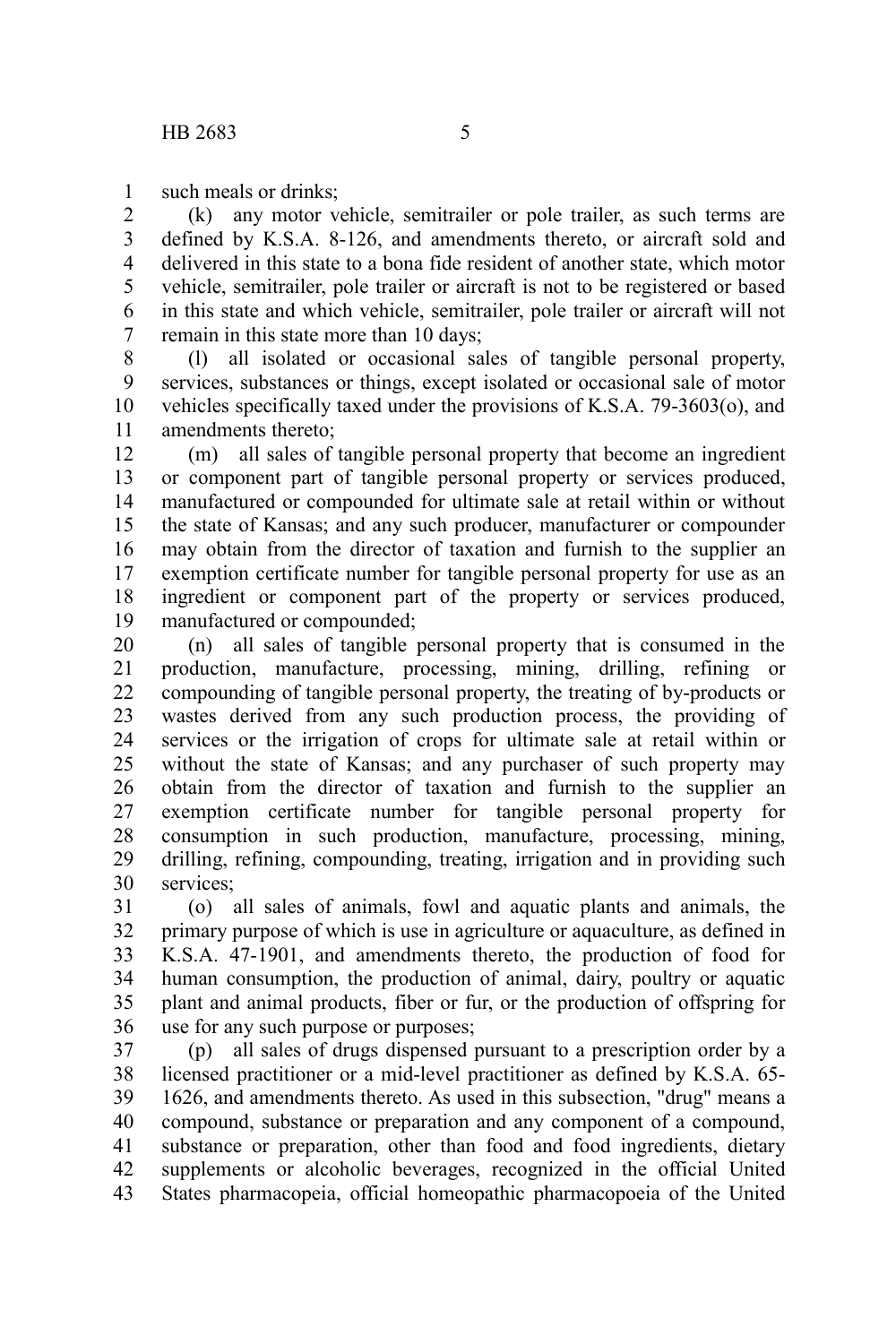such meals or drinks;

(k) any motor vehicle, semitrailer or pole trailer, as such terms are defined by K.S.A. 8-126, and amendments thereto, or aircraft sold and delivered in this state to a bona fide resident of another state, which motor vehicle, semitrailer, pole trailer or aircraft is not to be registered or based in this state and which vehicle, semitrailer, pole trailer or aircraft will not remain in this state more than 10 days;

(l) all isolated or occasional sales of tangible personal property, services, substances or things, except isolated or occasional sale of motor vehicles specifically taxed under the provisions of K.S.A. 79-3603(o), and amendments thereto;

(m) all sales of tangible personal property that become an ingredient or component part of tangible personal property or services produced, manufactured or compounded for ultimate sale at retail within or without the state of Kansas; and any such producer, manufacturer or compounder may obtain from the director of taxation and furnish to the supplier an exemption certificate number for tangible personal property for use as an ingredient or component part of the property or services produced, manufactured or compounded;

(n) all sales of tangible personal property that is consumed in the production, manufacture, processing, mining, drilling, refining or compounding of tangible personal property, the treating of by-products or wastes derived from any such production process, the providing of services or the irrigation of crops for ultimate sale at retail within or without the state of Kansas; and any purchaser of such property may obtain from the director of taxation and furnish to the supplier an exemption certificate number for tangible personal property for consumption in such production, manufacture, processing, mining, drilling, refining, compounding, treating, irrigation and in providing such services;

(o) all sales of animals, fowl and aquatic plants and animals, the primary purpose of which is use in agriculture or aquaculture, as defined in K.S.A. 47-1901, and amendments thereto, the production of food for human consumption, the production of animal, dairy, poultry or aquatic plant and animal products, fiber or fur, or the production of offspring for use for any such purpose or purposes;

(p) all sales of drugs dispensed pursuant to a prescription order by a licensed practitioner or a mid-level practitioner as defined by K.S.A. 65-1626, and amendments thereto. As used in this subsection, "drug" means a compound, substance or preparation and any component of a compound, substance or preparation, other than food and food ingredients, dietary supplements or alcoholic beverages, recognized in the official United States pharmacopeia, official homeopathic pharmacopoeia of the United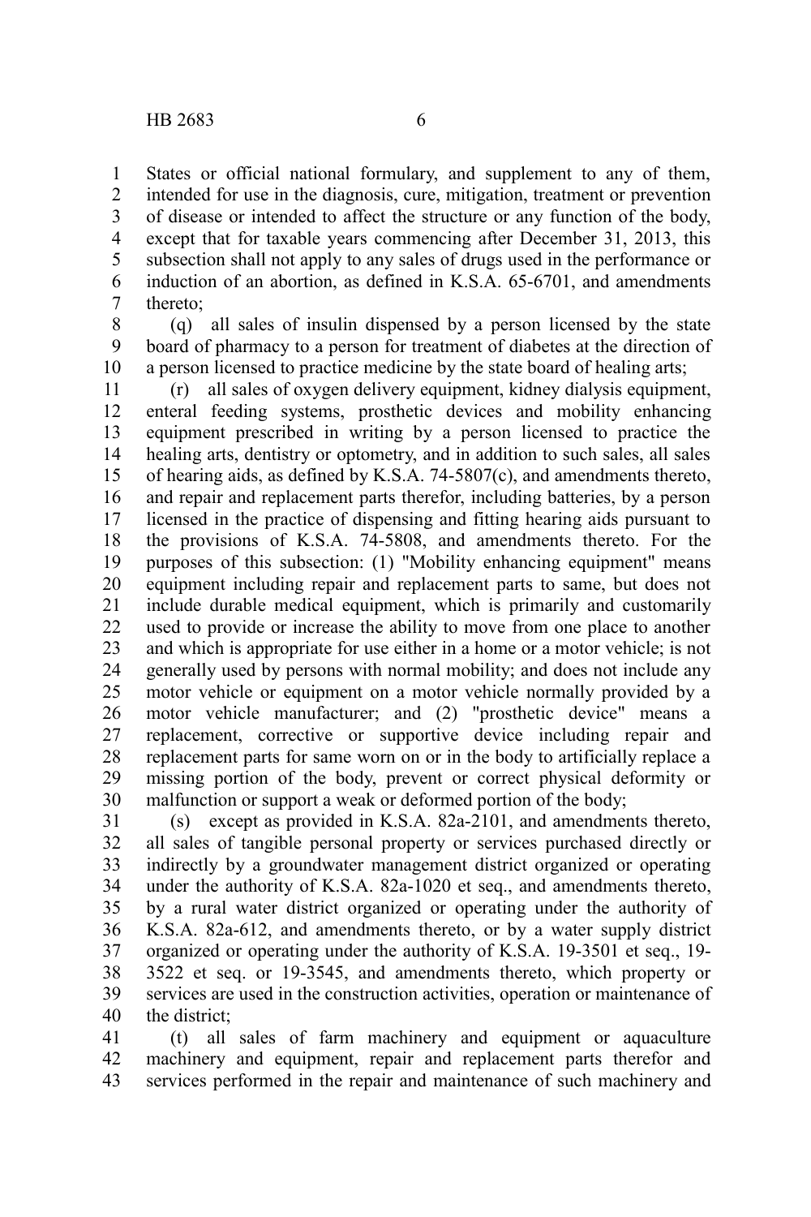States or official national formulary, and supplement to any of them, intended for use in the diagnosis, cure, mitigation, treatment or prevention of disease or intended to affect the structure or any function of the body, except that for taxable years commencing after December 31, 2013, this subsection shall not apply to any sales of drugs used in the performance or induction of an abortion, as defined in K.S.A. 65-6701, and amendments thereto;

(q) all sales of insulin dispensed by a person licensed by the state board of pharmacy to a person for treatment of diabetes at the direction of a person licensed to practice medicine by the state board of healing arts;

(r) all sales of oxygen delivery equipment, kidney dialysis equipment, enteral feeding systems, prosthetic devices and mobility enhancing equipment prescribed in writing by a person licensed to practice the healing arts, dentistry or optometry, and in addition to such sales, all sales of hearing aids, as defined by K.S.A. 74-5807(c), and amendments thereto, and repair and replacement parts therefor, including batteries, by a person licensed in the practice of dispensing and fitting hearing aids pursuant to the provisions of K.S.A. 74-5808, and amendments thereto. For the purposes of this subsection: (1) "Mobility enhancing equipment" means equipment including repair and replacement parts to same, but does not include durable medical equipment, which is primarily and customarily used to provide or increase the ability to move from one place to another and which is appropriate for use either in a home or a motor vehicle; is not generally used by persons with normal mobility; and does not include any motor vehicle or equipment on a motor vehicle normally provided by a motor vehicle manufacturer; and (2) "prosthetic device" means a replacement, corrective or supportive device including repair and replacement parts for same worn on or in the body to artificially replace a missing portion of the body, prevent or correct physical deformity or malfunction or support a weak or deformed portion of the body;

(s) except as provided in K.S.A. 82a-2101, and amendments thereto, all sales of tangible personal property or services purchased directly or indirectly by a groundwater management district organized or operating under the authority of K.S.A. 82a-1020 et seq., and amendments thereto, by a rural water district organized or operating under the authority of K.S.A. 82a-612, and amendments thereto, or by a water supply district organized or operating under the authority of K.S.A. 19-3501 et seq., 19-3522 et seq. or 19-3545, and amendments thereto, which property or services are used in the construction activities, operation or maintenance of the district;

(t) all sales of farm machinery and equipment or aquaculture machinery and equipment, repair and replacement parts therefor and services performed in the repair and maintenance of such machinery and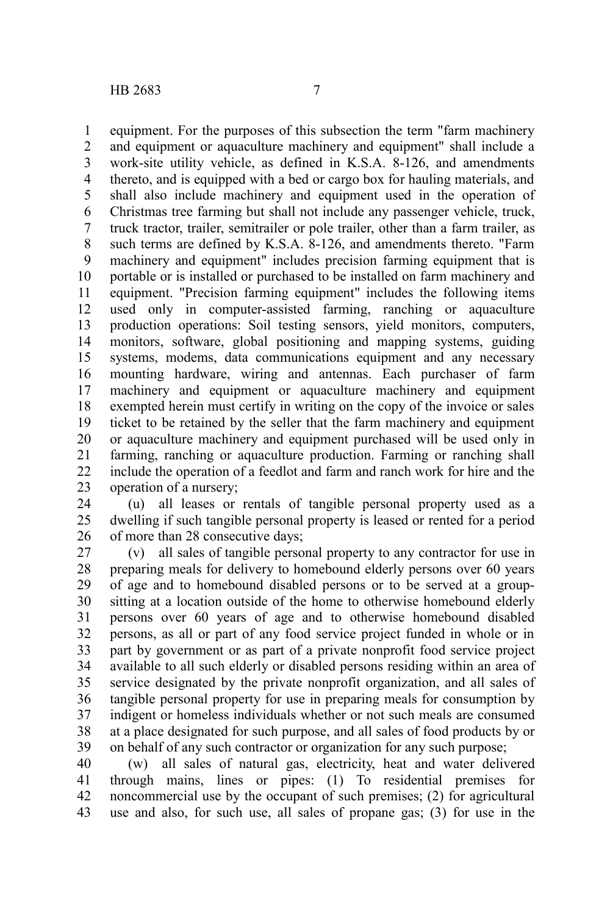equipment. For the purposes of this subsection the term "farm machinery and equipment or aquaculture machinery and equipment" shall include a work-site utility vehicle, as defined in K.S.A. 8-126, and amendments thereto, and is equipped with a bed or cargo box for hauling materials, and shall also include machinery and equipment used in the operation of Christmas tree farming but shall not include any passenger vehicle, truck, truck tractor, trailer, semitrailer or pole trailer, other than a farm trailer, as such terms are defined by K.S.A. 8-126, and amendments thereto. "Farm machinery and equipment" includes precision farming equipment that is portable or is installed or purchased to be installed on farm machinery and equipment. "Precision farming equipment" includes the following items used only in computer-assisted farming, ranching or aquaculture production operations: Soil testing sensors, yield monitors, computers, monitors, software, global positioning and mapping systems, guiding systems, modems, data communications equipment and any necessary mounting hardware, wiring and antennas. Each purchaser of farm machinery and equipment or aquaculture machinery and equipment exempted herein must certify in writing on the copy of the invoice or sales ticket to be retained by the seller that the farm machinery and equipment or aquaculture machinery and equipment purchased will be used only in farming, ranching or aquaculture production. Farming or ranching shall include the operation of a feedlot and farm and ranch work for hire and the operation of a nursery;

(u) all leases or rentals of tangible personal property used as a dwelling if such tangible personal property is leased or rented for a period of more than 28 consecutive days;

(v) all sales of tangible personal property to any contractor for use in preparing meals for delivery to homebound elderly persons over 60 years of age and to homebound disabled persons or to be served at a group-sitting at a location outside of the home to otherwise homebound elderly persons over 60 years of age and to otherwise homebound disabled persons, as all or part of any food service project funded in whole or in part by government or as part of a private nonprofit food service project available to all such elderly or disabled persons residing within an area of service designated by the private nonprofit organization, and all sales of tangible personal property for use in preparing meals for consumption by indigent or homeless individuals whether or not such meals are consumed at a place designated for such purpose, and all sales of food products by or on behalf of any such contractor or organization for any such purpose;

(w) all sales of natural gas, electricity, heat and water delivered through mains, lines or pipes: (1) To residential premises for noncommercial use by the occupant of such premises; (2) for agricultural use and also, for such use, all sales of propane gas; (3) for use in the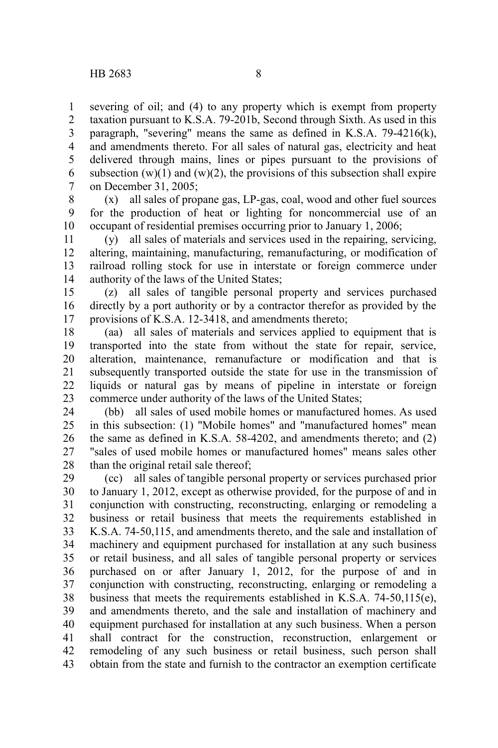severing of oil; and (4) to any property which is exempt from property taxation pursuant to K.S.A. 79-201b, Second through Sixth. As used in this paragraph, "severing" means the same as defined in K.S.A. 79-4216(k), and amendments thereto. For all sales of natural gas, electricity and heat delivered through mains, lines or pipes pursuant to the provisions of subsection (w)(1) and (w)(2), the provisions of this subsection shall expire on December 31, 2005;

(x) all sales of propane gas, LP-gas, coal, wood and other fuel sources for the production of heat or lighting for noncommercial use of an occupant of residential premises occurring prior to January 1, 2006;

(y) all sales of materials and services used in the repairing, servicing, altering, maintaining, manufacturing, remanufacturing, or modification of railroad rolling stock for use in interstate or foreign commerce under authority of the laws of the United States;

(z) all sales of tangible personal property and services purchased directly by a port authority or by a contractor therefor as provided by the provisions of K.S.A. 12-3418, and amendments thereto;

(aa) all sales of materials and services applied to equipment that is transported into the state from without the state for repair, service, alteration, maintenance, remanufacture or modification and that is subsequently transported outside the state for use in the transmission of liquids or natural gas by means of pipeline in interstate or foreign commerce under authority of the laws of the United States;

(bb) all sales of used mobile homes or manufactured homes. As used in this subsection: (1) "Mobile homes" and "manufactured homes" mean the same as defined in K.S.A. 58-4202, and amendments thereto; and (2) "sales of used mobile homes or manufactured homes" means sales other than the original retail sale thereof;

(cc) all sales of tangible personal property or services purchased prior to January 1, 2012, except as otherwise provided, for the purpose of and in conjunction with constructing, reconstructing, enlarging or remodeling a business or retail business that meets the requirements established in K.S.A. 74-50,115, and amendments thereto, and the sale and installation of machinery and equipment purchased for installation at any such business or retail business, and all sales of tangible personal property or services purchased on or after January 1, 2012, for the purpose of and in conjunction with constructing, reconstructing, enlarging or remodeling a business that meets the requirements established in K.S.A. 74-50,115(e), and amendments thereto, and the sale and installation of machinery and equipment purchased for installation at any such business. When a person shall contract for the construction, reconstruction, enlargement or remodeling of any such business or retail business, such person shall obtain from the state and furnish to the contractor an exemption certificate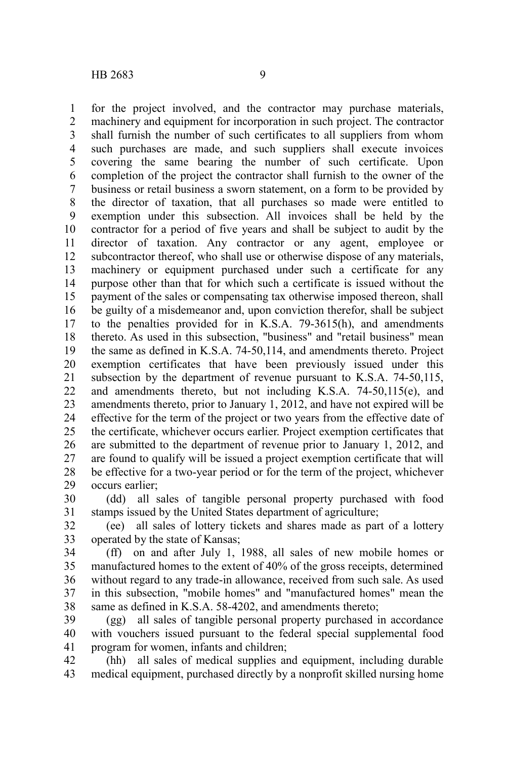for the project involved, and the contractor may purchase materials, machinery and equipment for incorporation in such project. The contractor shall furnish the number of such certificates to all suppliers from whom such purchases are made, and such suppliers shall execute invoices covering the same bearing the number of such certificate. Upon completion of the project the contractor shall furnish to the owner of the business or retail business a sworn statement, on a form to be provided by the director of taxation, that all purchases so made were entitled to exemption under this subsection. All invoices shall be held by the contractor for a period of five years and shall be subject to audit by the director of taxation. Any contractor or any agent, employee or subcontractor thereof, who shall use or otherwise dispose of any materials, machinery or equipment purchased under such a certificate for any purpose other than that for which such a certificate is issued without the payment of the sales or compensating tax otherwise imposed thereon, shall be guilty of a misdemeanor and, upon conviction therefor, shall be subject to the penalties provided for in K.S.A. 79-3615(h), and amendments thereto. As used in this subsection, "business" and "retail business" mean the same as defined in K.S.A. 74-50,114, and amendments thereto. Project exemption certificates that have been previously issued under this subsection by the department of revenue pursuant to K.S.A. 74-50,115, and amendments thereto, but not including K.S.A. 74-50,115(e), and amendments thereto, prior to January 1, 2012, and have not expired will be effective for the term of the project or two years from the effective date of the certificate, whichever occurs earlier. Project exemption certificates that are submitted to the department of revenue prior to January 1, 2012, and are found to qualify will be issued a project exemption certificate that will be effective for a two-year period or for the term of the project, whichever occurs earlier;

(dd) all sales of tangible personal property purchased with food stamps issued by the United States department of agriculture;

(ee) all sales of lottery tickets and shares made as part of a lottery operated by the state of Kansas;

(ff) on and after July 1, 1988, all sales of new mobile homes or manufactured homes to the extent of 40% of the gross receipts, determined without regard to any trade-in allowance, received from such sale. As used in this subsection, "mobile homes" and "manufactured homes" mean the same as defined in K.S.A. 58-4202, and amendments thereto;

(gg) all sales of tangible personal property purchased in accordance with vouchers issued pursuant to the federal special supplemental food program for women, infants and children;

(hh) all sales of medical supplies and equipment, including durable medical equipment, purchased directly by a nonprofit skilled nursing home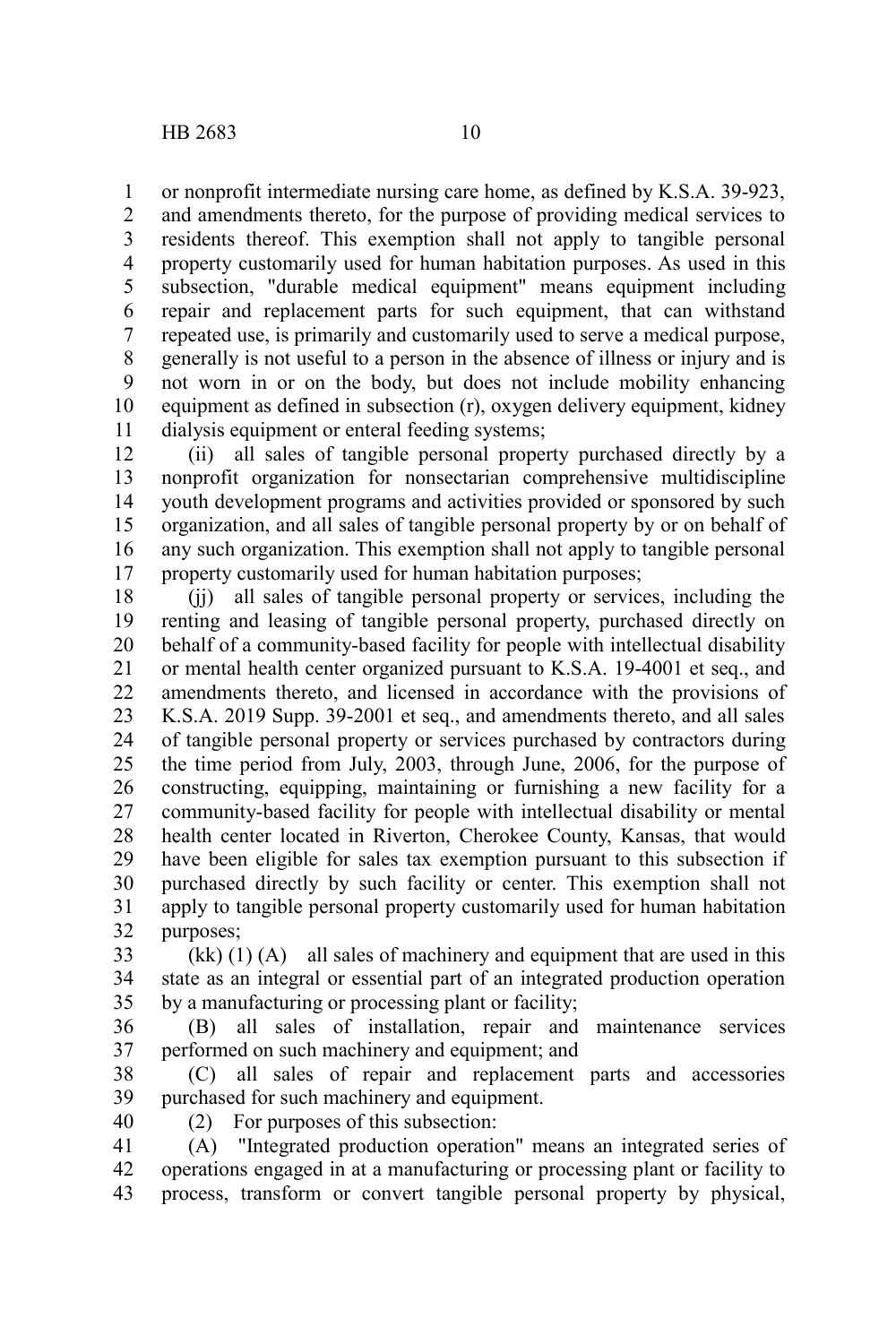or nonprofit intermediate nursing care home, as defined by K.S.A. 39-923, and amendments thereto, for the purpose of providing medical services to residents thereof. This exemption shall not apply to tangible personal property customarily used for human habitation purposes. As used in this subsection, "durable medical equipment" means equipment including repair and replacement parts for such equipment, that can withstand repeated use, is primarily and customarily used to serve a medical purpose, generally is not useful to a person in the absence of illness or injury and is not worn in or on the body, but does not include mobility enhancing equipment as defined in subsection (r), oxygen delivery equipment, kidney dialysis equipment or enteral feeding systems;

(ii) all sales of tangible personal property purchased directly by a nonprofit organization for nonsectarian comprehensive multidiscipline youth development programs and activities provided or sponsored by such organization, and all sales of tangible personal property by or on behalf of any such organization. This exemption shall not apply to tangible personal property customarily used for human habitation purposes;

(jj) all sales of tangible personal property or services, including the renting and leasing of tangible personal property, purchased directly on behalf of a community-based facility for people with intellectual disability or mental health center organized pursuant to K.S.A. 19-4001 et seq., and amendments thereto, and licensed in accordance with the provisions of K.S.A. 2019 Supp. 39-2001 et seq., and amendments thereto, and all sales of tangible personal property or services purchased by contractors during the time period from July, 2003, through June, 2006, for the purpose of constructing, equipping, maintaining or furnishing a new facility for a community-based facility for people with intellectual disability or mental health center located in Riverton, Cherokee County, Kansas, that would have been eligible for sales tax exemption pursuant to this subsection if purchased directly by such facility or center. This exemption shall not apply to tangible personal property customarily used for human habitation purposes;

(kk) (1) (A) all sales of machinery and equipment that are used in this state as an integral or essential part of an integrated production operation by a manufacturing or processing plant or facility;

(B) all sales of installation, repair and maintenance services performed on such machinery and equipment; and

(C) all sales of repair and replacement parts and accessories purchased for such machinery and equipment.

(2) For purposes of this subsection:

(A) "Integrated production operation" means an integrated series of operations engaged in at a manufacturing or processing plant or facility to process, transform or convert tangible personal property by physical,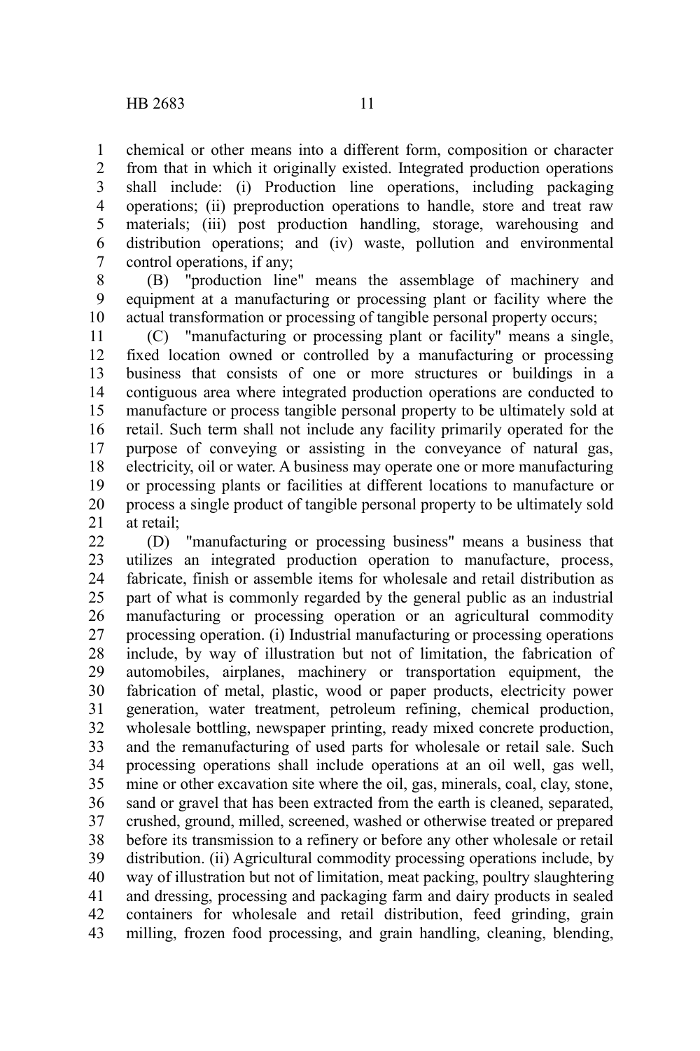chemical or other means into a different form, composition or character from that in which it originally existed. Integrated production operations shall include: (i) Production line operations, including packaging operations; (ii) preproduction operations to handle, store and treat raw materials; (iii) post production handling, storage, warehousing and distribution operations; and (iv) waste, pollution and environmental control operations, if any;

(B) "production line" means the assemblage of machinery and equipment at a manufacturing or processing plant or facility where the actual transformation or processing of tangible personal property occurs;

(C) "manufacturing or processing plant or facility" means a single, fixed location owned or controlled by a manufacturing or processing business that consists of one or more structures or buildings in a contiguous area where integrated production operations are conducted to manufacture or process tangible personal property to be ultimately sold at retail. Such term shall not include any facility primarily operated for the purpose of conveying or assisting in the conveyance of natural gas, electricity, oil or water. A business may operate one or more manufacturing or processing plants or facilities at different locations to manufacture or process a single product of tangible personal property to be ultimately sold at retail;

(D) "manufacturing or processing business" means a business that utilizes an integrated production operation to manufacture, process, fabricate, finish or assemble items for wholesale and retail distribution as part of what is commonly regarded by the general public as an industrial manufacturing or processing operation or an agricultural commodity processing operation. (i) Industrial manufacturing or processing operations include, by way of illustration but not of limitation, the fabrication of automobiles, airplanes, machinery or transportation equipment, the fabrication of metal, plastic, wood or paper products, electricity power generation, water treatment, petroleum refining, chemical production, wholesale bottling, newspaper printing, ready mixed concrete production, and the remanufacturing of used parts for wholesale or retail sale. Such processing operations shall include operations at an oil well, gas well, mine or other excavation site where the oil, gas, minerals, coal, clay, stone, sand or gravel that has been extracted from the earth is cleaned, separated, crushed, ground, milled, screened, washed or otherwise treated or prepared before its transmission to a refinery or before any other wholesale or retail distribution. (ii) Agricultural commodity processing operations include, by way of illustration but not of limitation, meat packing, poultry slaughtering and dressing, processing and packaging farm and dairy products in sealed containers for wholesale and retail distribution, feed grinding, grain milling, frozen food processing, and grain handling, cleaning, blending,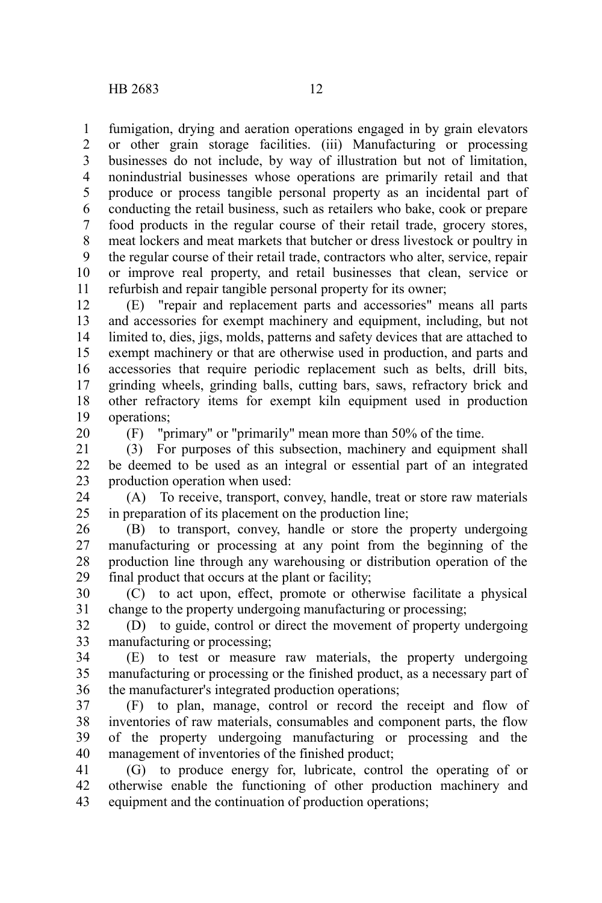fumigation, drying and aeration operations engaged in by grain elevators or other grain storage facilities. (iii) Manufacturing or processing businesses do not include, by way of illustration but not of limitation, nonindustrial businesses whose operations are primarily retail and that produce or process tangible personal property as an incidental part of conducting the retail business, such as retailers who bake, cook or prepare food products in the regular course of their retail trade, grocery stores, meat lockers and meat markets that butcher or dress livestock or poultry in the regular course of their retail trade, contractors who alter, service, repair or improve real property, and retail businesses that clean, service or refurbish and repair tangible personal property for its owner;

(E) "repair and replacement parts and accessories" means all parts and accessories for exempt machinery and equipment, including, but not limited to, dies, jigs, molds, patterns and safety devices that are attached to exempt machinery or that are otherwise used in production, and parts and accessories that require periodic replacement such as belts, drill bits, grinding wheels, grinding balls, cutting bars, saws, refractory brick and other refractory items for exempt kiln equipment used in production operations;

(F) "primary" or "primarily" mean more than 50% of the time.

(3) For purposes of this subsection, machinery and equipment shall be deemed to be used as an integral or essential part of an integrated production operation when used:

(A) To receive, transport, convey, handle, treat or store raw materials in preparation of its placement on the production line;

(B) to transport, convey, handle or store the property undergoing manufacturing or processing at any point from the beginning of the production line through any warehousing or distribution operation of the final product that occurs at the plant or facility;

(C) to act upon, effect, promote or otherwise facilitate a physical change to the property undergoing manufacturing or processing;

(D) to guide, control or direct the movement of property undergoing manufacturing or processing;

(E) to test or measure raw materials, the property undergoing manufacturing or processing or the finished product, as a necessary part of the manufacturer's integrated production operations;

(F) to plan, manage, control or record the receipt and flow of inventories of raw materials, consumables and component parts, the flow of the property undergoing manufacturing or processing and the management of inventories of the finished product;

(G) to produce energy for, lubricate, control the operating of or otherwise enable the functioning of other production machinery and equipment and the continuation of production operations;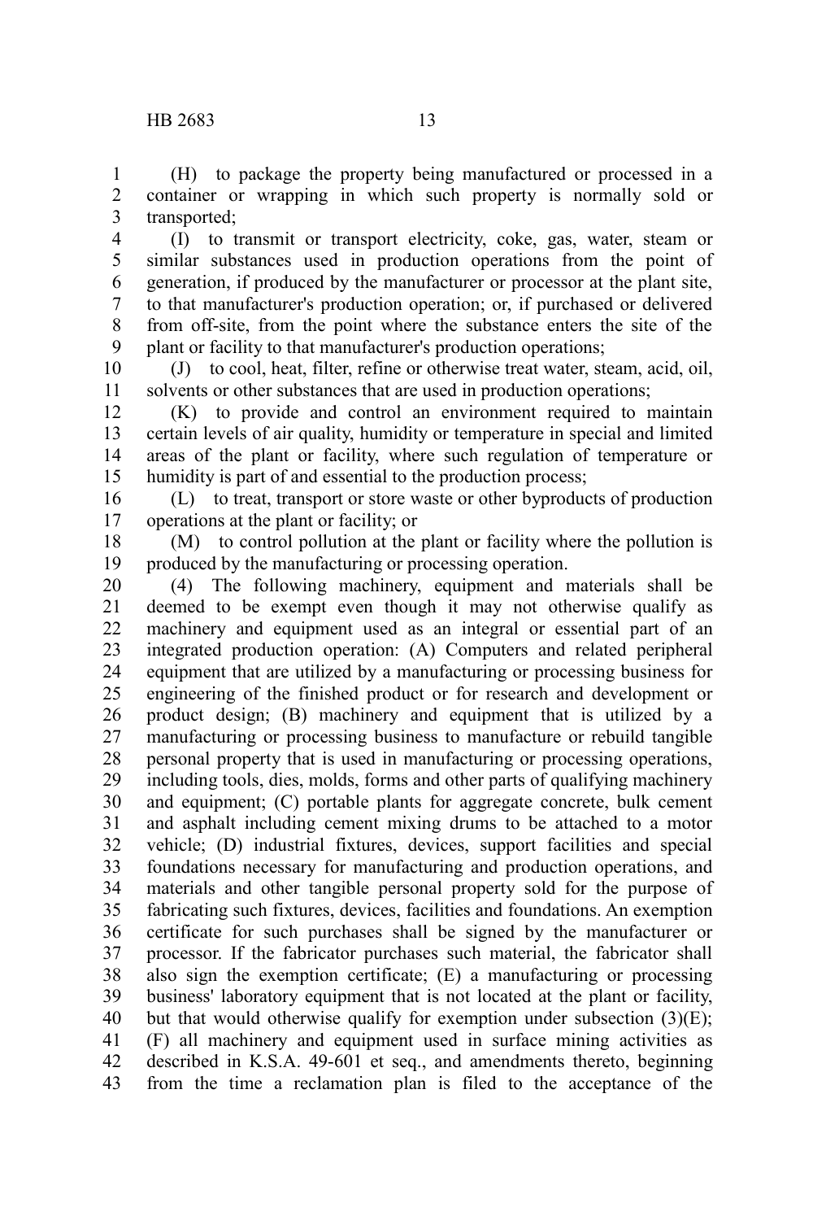(H) to package the property being manufactured or processed in a container or wrapping in which such property is normally sold or transported;

(I) to transmit or transport electricity, coke, gas, water, steam or similar substances used in production operations from the point of generation, if produced by the manufacturer or processor at the plant site, to that manufacturer's production operation; or, if purchased or delivered from off-site, from the point where the substance enters the site of the plant or facility to that manufacturer's production operations;

(J) to cool, heat, filter, refine or otherwise treat water, steam, acid, oil, solvents or other substances that are used in production operations;

(K) to provide and control an environment required to maintain certain levels of air quality, humidity or temperature in special and limited areas of the plant or facility, where such regulation of temperature or humidity is part of and essential to the production process;

(L) to treat, transport or store waste or other byproducts of production operations at the plant or facility; or

(M) to control pollution at the plant or facility where the pollution is produced by the manufacturing or processing operation.

(4) The following machinery, equipment and materials shall be deemed to be exempt even though it may not otherwise qualify as machinery and equipment used as an integral or essential part of an integrated production operation: (A) Computers and related peripheral equipment that are utilized by a manufacturing or processing business for engineering of the finished product or for research and development or product design; (B) machinery and equipment that is utilized by a manufacturing or processing business to manufacture or rebuild tangible personal property that is used in manufacturing or processing operations, including tools, dies, molds, forms and other parts of qualifying machinery and equipment; (C) portable plants for aggregate concrete, bulk cement and asphalt including cement mixing drums to be attached to a motor vehicle; (D) industrial fixtures, devices, support facilities and special foundations necessary for manufacturing and production operations, and materials and other tangible personal property sold for the purpose of fabricating such fixtures, devices, facilities and foundations. An exemption certificate for such purchases shall be signed by the manufacturer or processor. If the fabricator purchases such material, the fabricator shall also sign the exemption certificate; (E) a manufacturing or processing business' laboratory equipment that is not located at the plant or facility, but that would otherwise qualify for exemption under subsection (3)(E); (F) all machinery and equipment used in surface mining activities as described in K.S.A. 49-601 et seq., and amendments thereto, beginning from the time a reclamation plan is filed to the acceptance of the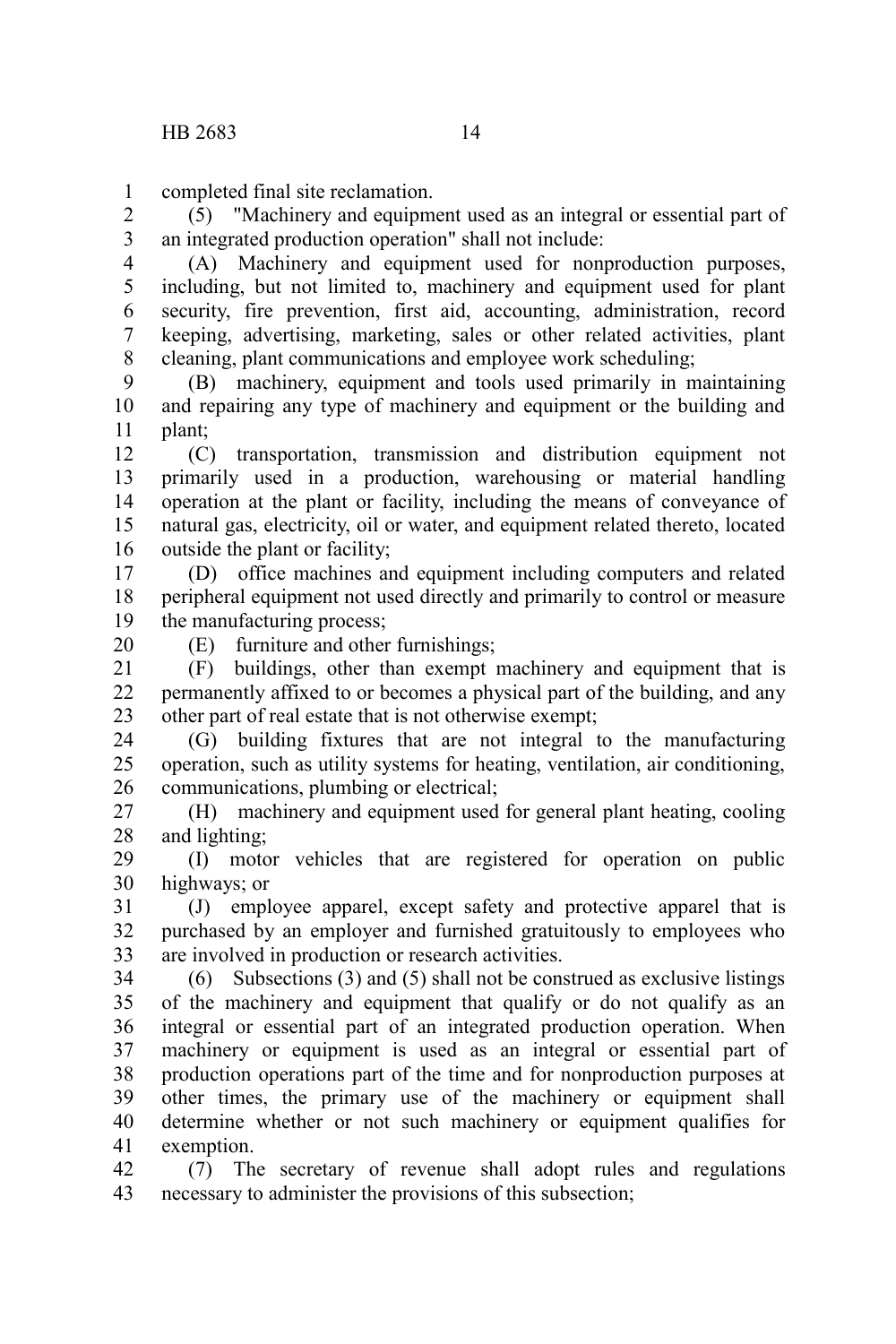completed final site reclamation.

(5) "Machinery and equipment used as an integral or essential part of an integrated production operation" shall not include:

(A) Machinery and equipment used for nonproduction purposes, including, but not limited to, machinery and equipment used for plant security, fire prevention, first aid, accounting, administration, record keeping, advertising, marketing, sales or other related activities, plant cleaning, plant communications and employee work scheduling;

(B) machinery, equipment and tools used primarily in maintaining and repairing any type of machinery and equipment or the building and plant;

(C) transportation, transmission and distribution equipment not primarily used in a production, warehousing or material handling operation at the plant or facility, including the means of conveyance of natural gas, electricity, oil or water, and equipment related thereto, located outside the plant or facility;

(D) office machines and equipment including computers and related peripheral equipment not used directly and primarily to control or measure the manufacturing process;

(E) furniture and other furnishings;

(F) buildings, other than exempt machinery and equipment that is permanently affixed to or becomes a physical part of the building, and any other part of real estate that is not otherwise exempt;

(G) building fixtures that are not integral to the manufacturing operation, such as utility systems for heating, ventilation, air conditioning, communications, plumbing or electrical;

(H) machinery and equipment used for general plant heating, cooling and lighting;

(I) motor vehicles that are registered for operation on public highways; or

(J) employee apparel, except safety and protective apparel that is purchased by an employer and furnished gratuitously to employees who are involved in production or research activities.

(6) Subsections (3) and (5) shall not be construed as exclusive listings of the machinery and equipment that qualify or do not qualify as an integral or essential part of an integrated production operation. When machinery or equipment is used as an integral or essential part of production operations part of the time and for nonproduction purposes at other times, the primary use of the machinery or equipment shall determine whether or not such machinery or equipment qualifies for exemption.

(7) The secretary of revenue shall adopt rules and regulations necessary to administer the provisions of this subsection;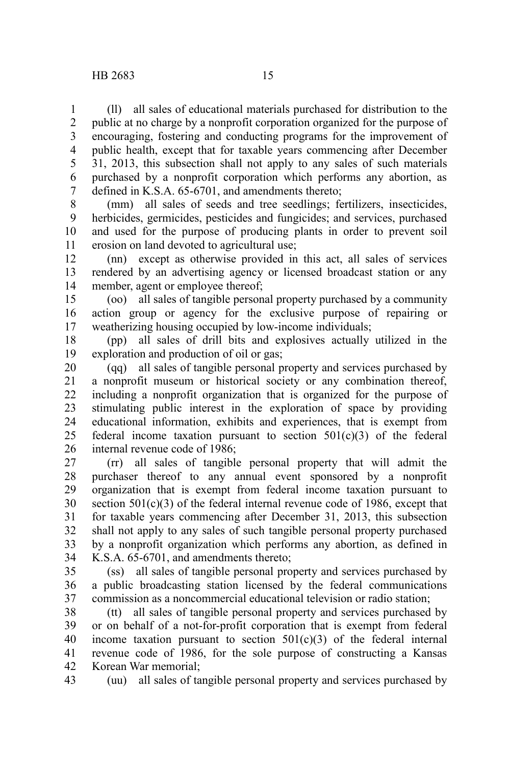(ll) all sales of educational materials purchased for distribution to the public at no charge by a nonprofit corporation organized for the purpose of encouraging, fostering and conducting programs for the improvement of public health, except that for taxable years commencing after December 31, 2013, this subsection shall not apply to any sales of such materials purchased by a nonprofit corporation which performs any abortion, as defined in K.S.A. 65-6701, and amendments thereto;

(mm) all sales of seeds and tree seedlings; fertilizers, insecticides, herbicides, germicides, pesticides and fungicides; and services, purchased and used for the purpose of producing plants in order to prevent soil erosion on land devoted to agricultural use;

(nn) except as otherwise provided in this act, all sales of services rendered by an advertising agency or licensed broadcast station or any member, agent or employee thereof;

(oo) all sales of tangible personal property purchased by a community action group or agency for the exclusive purpose of repairing or weatherizing housing occupied by low-income individuals;

(pp) all sales of drill bits and explosives actually utilized in the exploration and production of oil or gas;

(qq) all sales of tangible personal property and services purchased by a nonprofit museum or historical society or any combination thereof, including a nonprofit organization that is organized for the purpose of stimulating public interest in the exploration of space by providing educational information, exhibits and experiences, that is exempt from federal income taxation pursuant to section 501(c)(3) of the federal internal revenue code of 1986;

(rr) all sales of tangible personal property that will admit the purchaser thereof to any annual event sponsored by a nonprofit organization that is exempt from federal income taxation pursuant to section 501(c)(3) of the federal internal revenue code of 1986, except that for taxable years commencing after December 31, 2013, this subsection shall not apply to any sales of such tangible personal property purchased by a nonprofit organization which performs any abortion, as defined in K.S.A. 65-6701, and amendments thereto;

(ss) all sales of tangible personal property and services purchased by a public broadcasting station licensed by the federal communications commission as a noncommercial educational television or radio station;

(tt) all sales of tangible personal property and services purchased by or on behalf of a not-for-profit corporation that is exempt from federal income taxation pursuant to section 501(c)(3) of the federal internal revenue code of 1986, for the sole purpose of constructing a Kansas Korean War memorial;

(uu) all sales of tangible personal property and services purchased by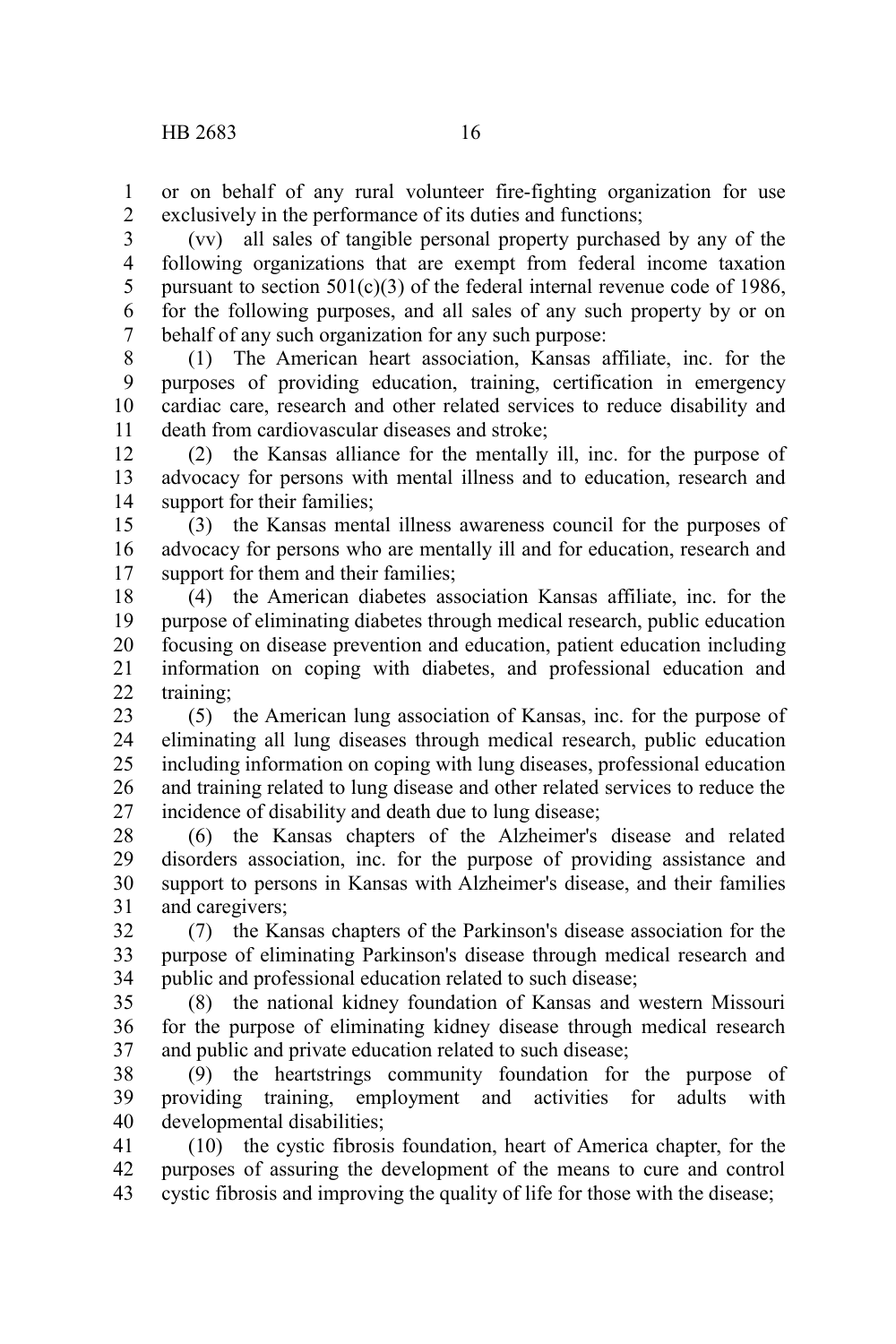or on behalf of any rural volunteer fire-fighting organization for use exclusively in the performance of its duties and functions;

(vv) all sales of tangible personal property purchased by any of the following organizations that are exempt from federal income taxation pursuant to section 501(c)(3) of the federal internal revenue code of 1986, for the following purposes, and all sales of any such property by or on behalf of any such organization for any such purpose:

(1) The American heart association, Kansas affiliate, inc. for the purposes of providing education, training, certification in emergency cardiac care, research and other related services to reduce disability and death from cardiovascular diseases and stroke;

(2) the Kansas alliance for the mentally ill, inc. for the purpose of advocacy for persons with mental illness and to education, research and support for their families;

(3) the Kansas mental illness awareness council for the purposes of advocacy for persons who are mentally ill and for education, research and support for them and their families;

(4) the American diabetes association Kansas affiliate, inc. for the purpose of eliminating diabetes through medical research, public education focusing on disease prevention and education, patient education including information on coping with diabetes, and professional education and training;

(5) the American lung association of Kansas, inc. for the purpose of eliminating all lung diseases through medical research, public education including information on coping with lung diseases, professional education and training related to lung disease and other related services to reduce the incidence of disability and death due to lung disease;

(6) the Kansas chapters of the Alzheimer's disease and related disorders association, inc. for the purpose of providing assistance and support to persons in Kansas with Alzheimer's disease, and their families and caregivers;

(7) the Kansas chapters of the Parkinson's disease association for the purpose of eliminating Parkinson's disease through medical research and public and professional education related to such disease;

(8) the national kidney foundation of Kansas and western Missouri for the purpose of eliminating kidney disease through medical research and public and private education related to such disease;

(9) the heartstrings community foundation for the purpose of providing training, employment and activities for adults with developmental disabilities;

(10) the cystic fibrosis foundation, heart of America chapter, for the purposes of assuring the development of the means to cure and control cystic fibrosis and improving the quality of life for those with the disease;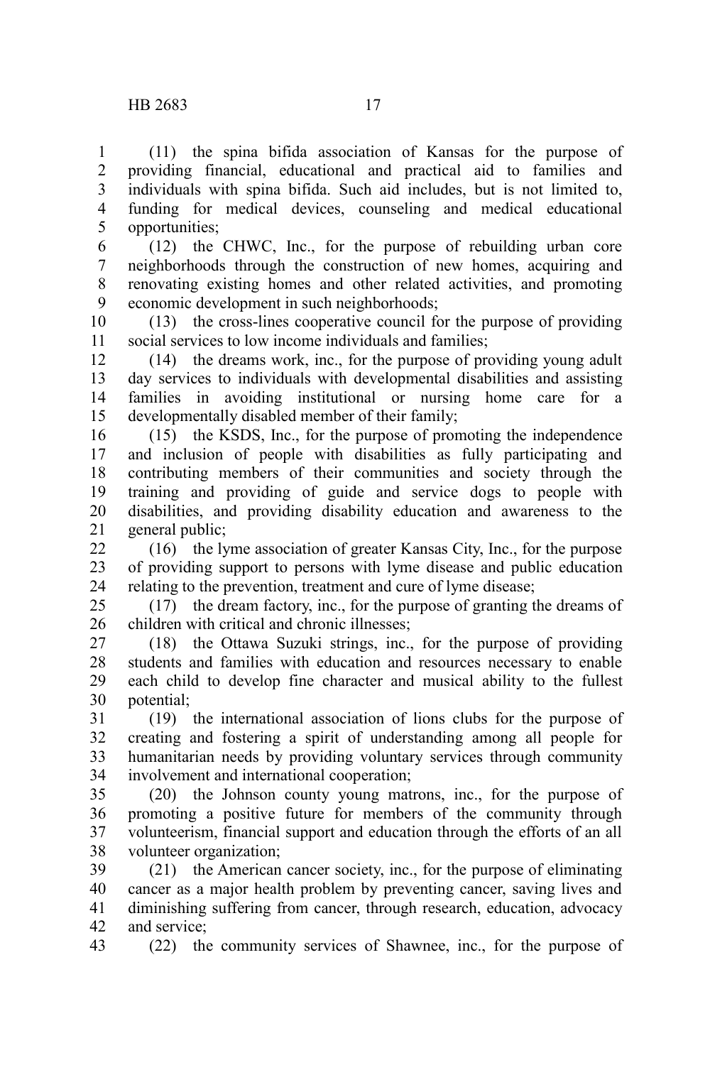(11) the spina bifida association of Kansas for the purpose of providing financial, educational and practical aid to families and individuals with spina bifida. Such aid includes, but is not limited to, funding for medical devices, counseling and medical educational opportunities;

(12) the CHWC, Inc., for the purpose of rebuilding urban core neighborhoods through the construction of new homes, acquiring and renovating existing homes and other related activities, and promoting economic development in such neighborhoods;

(13) the cross-lines cooperative council for the purpose of providing social services to low income individuals and families;

(14) the dreams work, inc., for the purpose of providing young adult day services to individuals with developmental disabilities and assisting families in avoiding institutional or nursing home care for a developmentally disabled member of their family;

(15) the KSDS, Inc., for the purpose of promoting the independence and inclusion of people with disabilities as fully participating and contributing members of their communities and society through the training and providing of guide and service dogs to people with disabilities, and providing disability education and awareness to the general public;

(16) the lyme association of greater Kansas City, Inc., for the purpose of providing support to persons with lyme disease and public education relating to the prevention, treatment and cure of lyme disease;

(17) the dream factory, inc., for the purpose of granting the dreams of children with critical and chronic illnesses;

(18) the Ottawa Suzuki strings, inc., for the purpose of providing students and families with education and resources necessary to enable each child to develop fine character and musical ability to the fullest potential;

(19) the international association of lions clubs for the purpose of creating and fostering a spirit of understanding among all people for humanitarian needs by providing voluntary services through community involvement and international cooperation;

(20) the Johnson county young matrons, inc., for the purpose of promoting a positive future for members of the community through volunteerism, financial support and education through the efforts of an all volunteer organization;

(21) the American cancer society, inc., for the purpose of eliminating cancer as a major health problem by preventing cancer, saving lives and diminishing suffering from cancer, through research, education, advocacy and service;

(22) the community services of Shawnee, inc., for the purpose of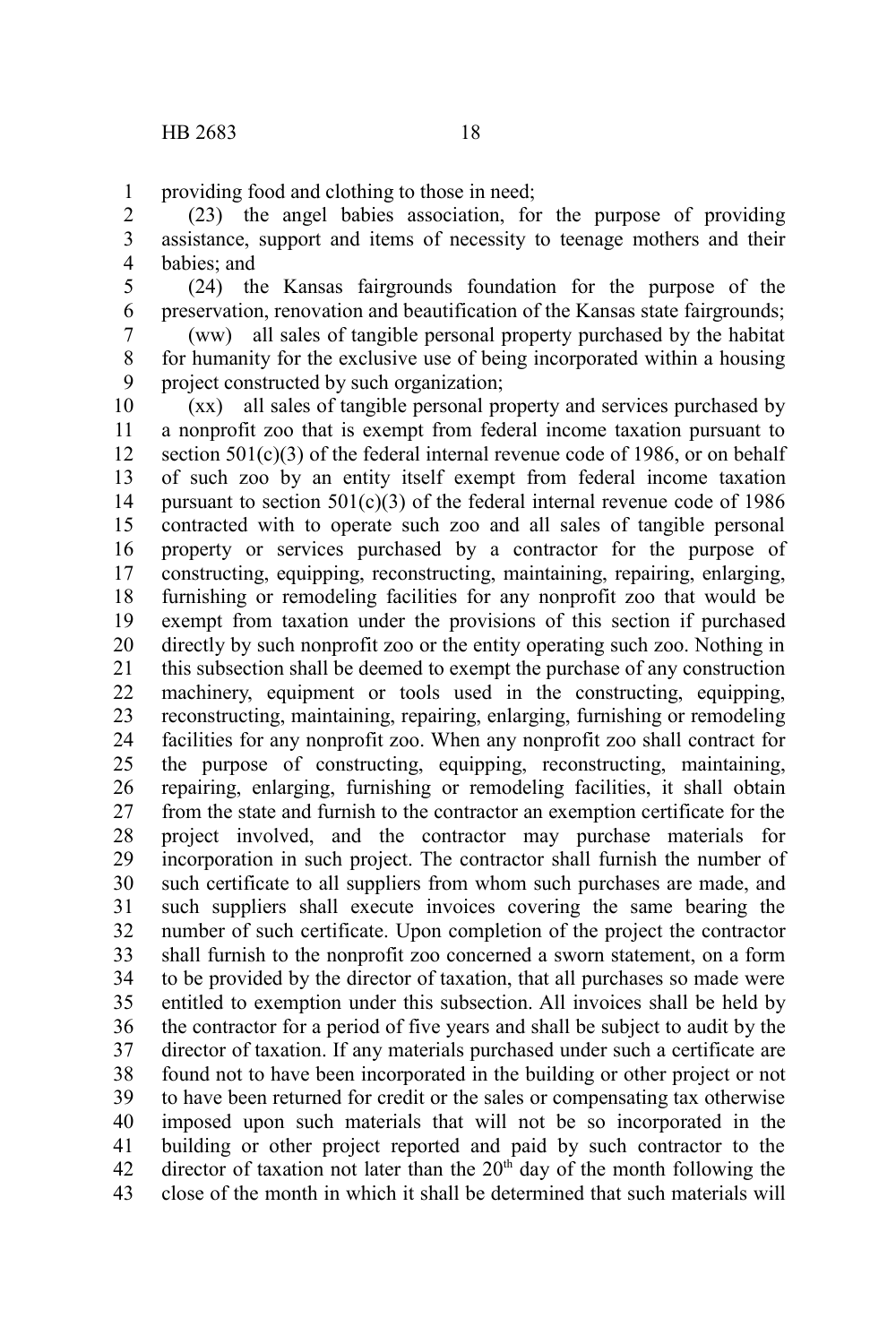providing food and clothing to those in need;

(23) the angel babies association, for the purpose of providing assistance, support and items of necessity to teenage mothers and their babies; and

(24) the Kansas fairgrounds foundation for the purpose of the preservation, renovation and beautification of the Kansas state fairgrounds;

(ww) all sales of tangible personal property purchased by the habitat for humanity for the exclusive use of being incorporated within a housing project constructed by such organization;

(xx) all sales of tangible personal property and services purchased by a nonprofit zoo that is exempt from federal income taxation pursuant to section 501(c)(3) of the federal internal revenue code of 1986, or on behalf of such zoo by an entity itself exempt from federal income taxation pursuant to section 501(c)(3) of the federal internal revenue code of 1986 contracted with to operate such zoo and all sales of tangible personal property or services purchased by a contractor for the purpose of constructing, equipping, reconstructing, maintaining, repairing, enlarging, furnishing or remodeling facilities for any nonprofit zoo that would be exempt from taxation under the provisions of this section if purchased directly by such nonprofit zoo or the entity operating such zoo. Nothing in this subsection shall be deemed to exempt the purchase of any construction machinery, equipment or tools used in the constructing, equipping, reconstructing, maintaining, repairing, enlarging, furnishing or remodeling facilities for any nonprofit zoo. When any nonprofit zoo shall contract for the purpose of constructing, equipping, reconstructing, maintaining, repairing, enlarging, furnishing or remodeling facilities, it shall obtain from the state and furnish to the contractor an exemption certificate for the project involved, and the contractor may purchase materials for incorporation in such project. The contractor shall furnish the number of such certificate to all suppliers from whom such purchases are made, and such suppliers shall execute invoices covering the same bearing the number of such certificate. Upon completion of the project the contractor shall furnish to the nonprofit zoo concerned a sworn statement, on a form to be provided by the director of taxation, that all purchases so made were entitled to exemption under this subsection. All invoices shall be held by the contractor for a period of five years and shall be subject to audit by the director of taxation. If any materials purchased under such a certificate are found not to have been incorporated in the building or other project or not to have been returned for credit or the sales or compensating tax otherwise imposed upon such materials that will not be so incorporated in the building or other project reported and paid by such contractor to the director of taxation not later than the 20th day of the month following the close of the month in which it shall be determined that such materials will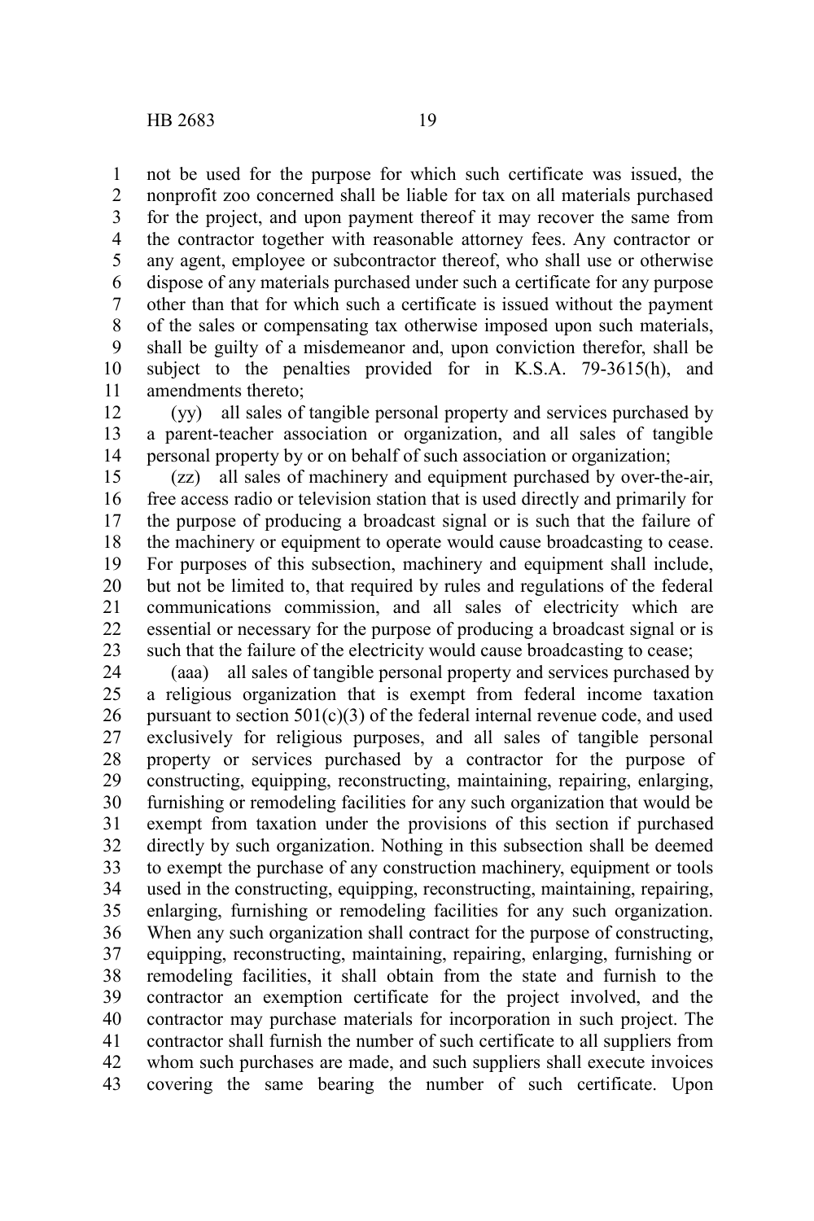not be used for the purpose for which such certificate was issued, the nonprofit zoo concerned shall be liable for tax on all materials purchased for the project, and upon payment thereof it may recover the same from the contractor together with reasonable attorney fees. Any contractor or any agent, employee or subcontractor thereof, who shall use or otherwise dispose of any materials purchased under such a certificate for any purpose other than that for which such a certificate is issued without the payment of the sales or compensating tax otherwise imposed upon such materials, shall be guilty of a misdemeanor and, upon conviction therefor, shall be subject to the penalties provided for in K.S.A. 79-3615(h), and amendments thereto;

(yy) all sales of tangible personal property and services purchased by a parent-teacher association or organization, and all sales of tangible personal property by or on behalf of such association or organization;

(zz) all sales of machinery and equipment purchased by over-the-air, free access radio or television station that is used directly and primarily for the purpose of producing a broadcast signal or is such that the failure of the machinery or equipment to operate would cause broadcasting to cease. For purposes of this subsection, machinery and equipment shall include, but not be limited to, that required by rules and regulations of the federal communications commission, and all sales of electricity which are essential or necessary for the purpose of producing a broadcast signal or is such that the failure of the electricity would cause broadcasting to cease;

(aaa) all sales of tangible personal property and services purchased by a religious organization that is exempt from federal income taxation pursuant to section 501(c)(3) of the federal internal revenue code, and used exclusively for religious purposes, and all sales of tangible personal property or services purchased by a contractor for the purpose of constructing, equipping, reconstructing, maintaining, repairing, enlarging, furnishing or remodeling facilities for any such organization that would be exempt from taxation under the provisions of this section if purchased directly by such organization. Nothing in this subsection shall be deemed to exempt the purchase of any construction machinery, equipment or tools used in the constructing, equipping, reconstructing, maintaining, repairing, enlarging, furnishing or remodeling facilities for any such organization. When any such organization shall contract for the purpose of constructing, equipping, reconstructing, maintaining, repairing, enlarging, furnishing or remodeling facilities, it shall obtain from the state and furnish to the contractor an exemption certificate for the project involved, and the contractor may purchase materials for incorporation in such project. The contractor shall furnish the number of such certificate to all suppliers from whom such purchases are made, and such suppliers shall execute invoices covering the same bearing the number of such certificate. Upon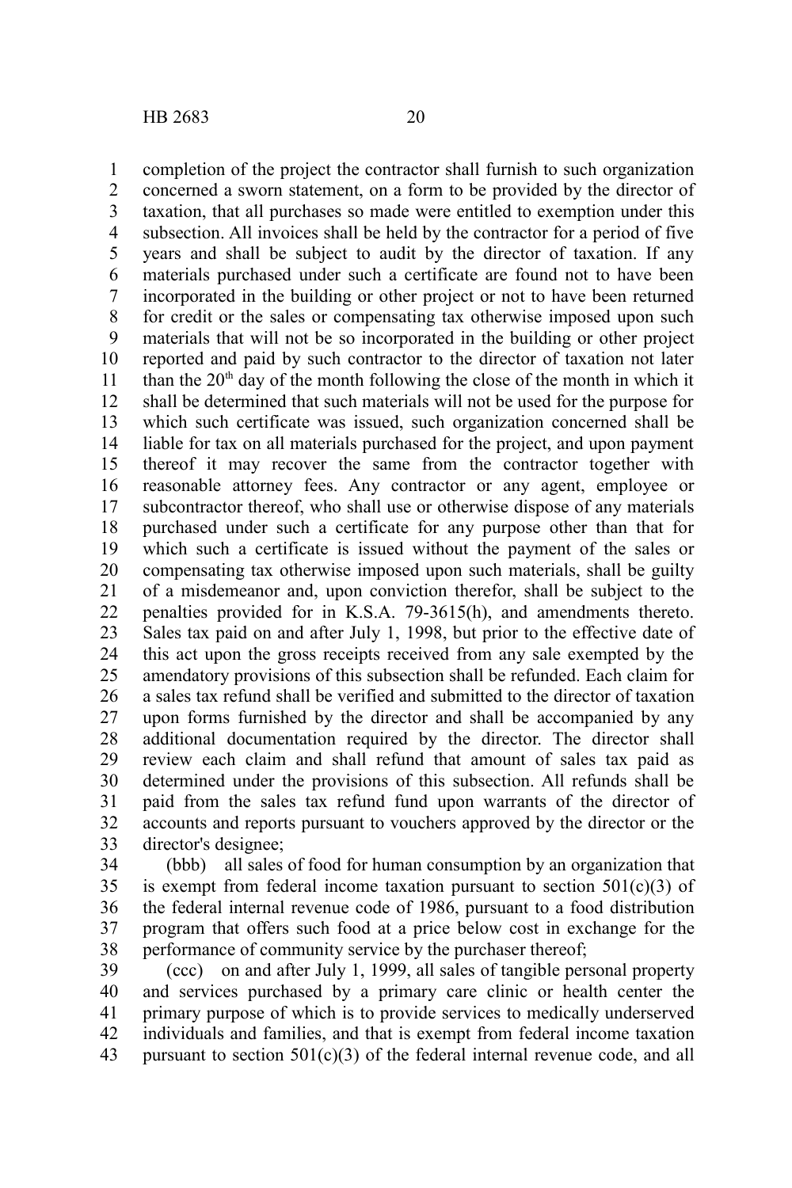completion of the project the contractor shall furnish to such organization concerned a sworn statement, on a form to be provided by the director of taxation, that all purchases so made were entitled to exemption under this subsection. All invoices shall be held by the contractor for a period of five years and shall be subject to audit by the director of taxation. If any materials purchased under such a certificate are found not to have been incorporated in the building or other project or not to have been returned for credit or the sales or compensating tax otherwise imposed upon such materials that will not be so incorporated in the building or other project reported and paid by such contractor to the director of taxation not later than the 20th day of the month following the close of the month in which it shall be determined that such materials will not be used for the purpose for which such certificate was issued, such organization concerned shall be liable for tax on all materials purchased for the project, and upon payment thereof it may recover the same from the contractor together with reasonable attorney fees. Any contractor or any agent, employee or subcontractor thereof, who shall use or otherwise dispose of any materials purchased under such a certificate for any purpose other than that for which such a certificate is issued without the payment of the sales or compensating tax otherwise imposed upon such materials, shall be guilty of a misdemeanor and, upon conviction therefor, shall be subject to the penalties provided for in K.S.A. 79-3615(h), and amendments thereto. Sales tax paid on and after July 1, 1998, but prior to the effective date of this act upon the gross receipts received from any sale exempted by the amendatory provisions of this subsection shall be refunded. Each claim for a sales tax refund shall be verified and submitted to the director of taxation upon forms furnished by the director and shall be accompanied by any additional documentation required by the director. The director shall review each claim and shall refund that amount of sales tax paid as determined under the provisions of this subsection. All refunds shall be paid from the sales tax refund fund upon warrants of the director of accounts and reports pursuant to vouchers approved by the director or the director's designee;

(bbb) all sales of food for human consumption by an organization that is exempt from federal income taxation pursuant to section 501(c)(3) of the federal internal revenue code of 1986, pursuant to a food distribution program that offers such food at a price below cost in exchange for the performance of community service by the purchaser thereof;

(ccc) on and after July 1, 1999, all sales of tangible personal property and services purchased by a primary care clinic or health center the primary purpose of which is to provide services to medically underserved individuals and families, and that is exempt from federal income taxation pursuant to section 501(c)(3) of the federal internal revenue code, and all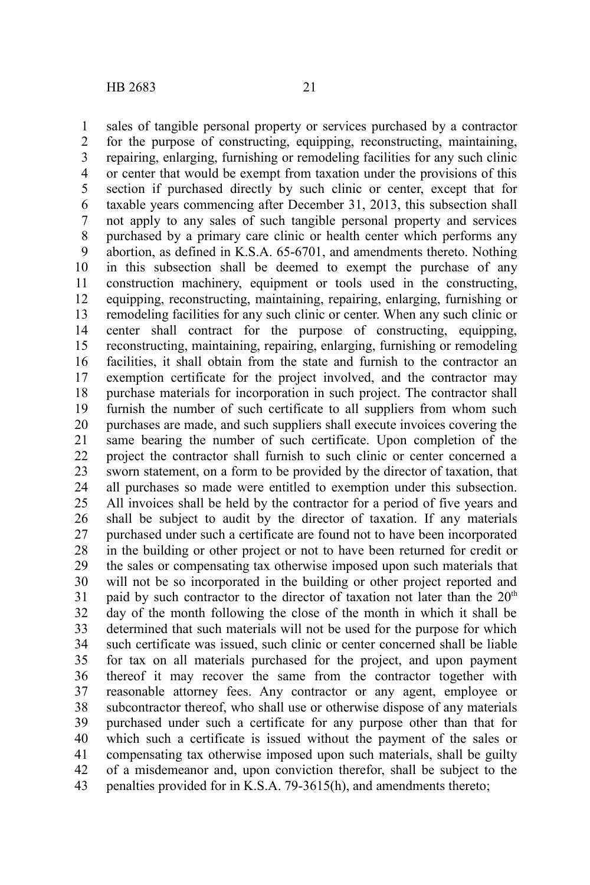sales of tangible personal property or services purchased by a contractor for the purpose of constructing, equipping, reconstructing, maintaining, repairing, enlarging, furnishing or remodeling facilities for any such clinic or center that would be exempt from taxation under the provisions of this section if purchased directly by such clinic or center, except that for taxable years commencing after December 31, 2013, this subsection shall not apply to any sales of such tangible personal property and services purchased by a primary care clinic or health center which performs any abortion, as defined in K.S.A. 65-6701, and amendments thereto. Nothing in this subsection shall be deemed to exempt the purchase of any construction machinery, equipment or tools used in the constructing, equipping, reconstructing, maintaining, repairing, enlarging, furnishing or remodeling facilities for any such clinic or center. When any such clinic or center shall contract for the purpose of constructing, equipping, reconstructing, maintaining, repairing, enlarging, furnishing or remodeling facilities, it shall obtain from the state and furnish to the contractor an exemption certificate for the project involved, and the contractor may purchase materials for incorporation in such project. The contractor shall furnish the number of such certificate to all suppliers from whom such purchases are made, and such suppliers shall execute invoices covering the same bearing the number of such certificate. Upon completion of the project the contractor shall furnish to such clinic or center concerned a sworn statement, on a form to be provided by the director of taxation, that all purchases so made were entitled to exemption under this subsection. All invoices shall be held by the contractor for a period of five years and shall be subject to audit by the director of taxation. If any materials purchased under such a certificate are found not to have been incorporated in the building or other project or not to have been returned for credit or the sales or compensating tax otherwise imposed upon such materials that will not be so incorporated in the building or other project reported and paid by such contractor to the director of taxation not later than the 20th day of the month following the close of the month in which it shall be determined that such materials will not be used for the purpose for which such certificate was issued, such clinic or center concerned shall be liable for tax on all materials purchased for the project, and upon payment thereof it may recover the same from the contractor together with reasonable attorney fees. Any contractor or any agent, employee or subcontractor thereof, who shall use or otherwise dispose of any materials purchased under such a certificate for any purpose other than that for which such a certificate is issued without the payment of the sales or compensating tax otherwise imposed upon such materials, shall be guilty of a misdemeanor and, upon conviction therefor, shall be subject to the penalties provided for in K.S.A. 79-3615(h), and amendments thereto;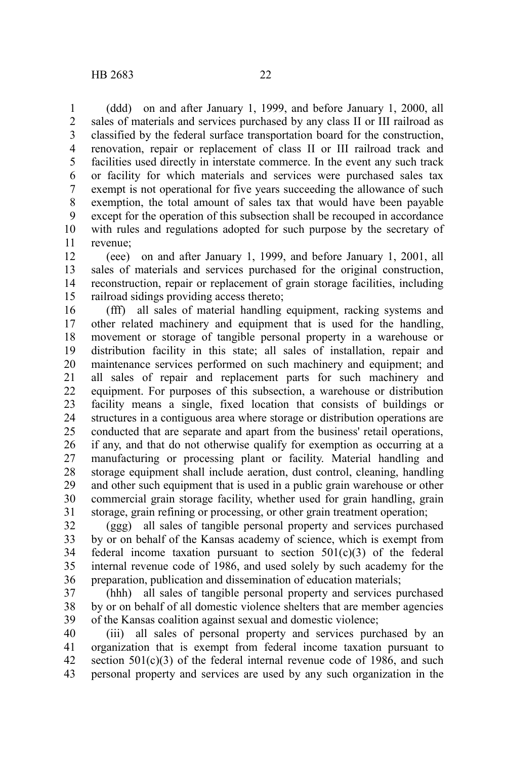(ddd) on and after January 1, 1999, and before January 1, 2000, all sales of materials and services purchased by any class II or III railroad as classified by the federal surface transportation board for the construction, renovation, repair or replacement of class II or III railroad track and facilities used directly in interstate commerce. In the event any such track or facility for which materials and services were purchased sales tax exempt is not operational for five years succeeding the allowance of such exemption, the total amount of sales tax that would have been payable except for the operation of this subsection shall be recouped in accordance with rules and regulations adopted for such purpose by the secretary of revenue;

(eee) on and after January 1, 1999, and before January 1, 2001, all sales of materials and services purchased for the original construction, reconstruction, repair or replacement of grain storage facilities, including railroad sidings providing access thereto;

(fff) all sales of material handling equipment, racking systems and other related machinery and equipment that is used for the handling, movement or storage of tangible personal property in a warehouse or distribution facility in this state; all sales of installation, repair and maintenance services performed on such machinery and equipment; and all sales of repair and replacement parts for such machinery and equipment. For purposes of this subsection, a warehouse or distribution facility means a single, fixed location that consists of buildings or structures in a contiguous area where storage or distribution operations are conducted that are separate and apart from the business' retail operations, if any, and that do not otherwise qualify for exemption as occurring at a manufacturing or processing plant or facility. Material handling and storage equipment shall include aeration, dust control, cleaning, handling and other such equipment that is used in a public grain warehouse or other commercial grain storage facility, whether used for grain handling, grain storage, grain refining or processing, or other grain treatment operation;

(ggg) all sales of tangible personal property and services purchased by or on behalf of the Kansas academy of science, which is exempt from federal income taxation pursuant to section 501(c)(3) of the federal internal revenue code of 1986, and used solely by such academy for the preparation, publication and dissemination of education materials;

(hhh) all sales of tangible personal property and services purchased by or on behalf of all domestic violence shelters that are member agencies of the Kansas coalition against sexual and domestic violence;

(iii) all sales of personal property and services purchased by an organization that is exempt from federal income taxation pursuant to section 501(c)(3) of the federal internal revenue code of 1986, and such personal property and services are used by any such organization in the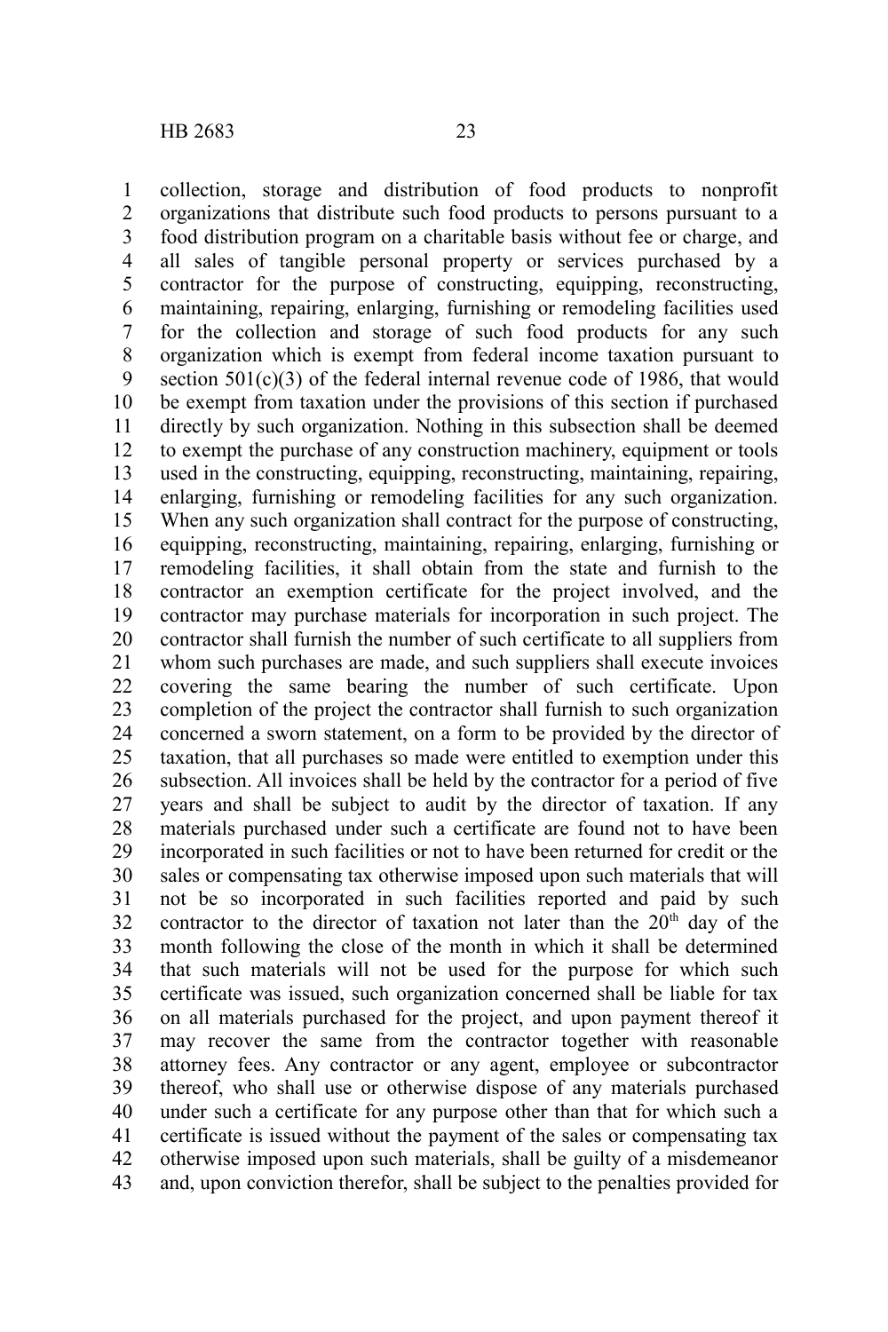collection, storage and distribution of food products to nonprofit organizations that distribute such food products to persons pursuant to a food distribution program on a charitable basis without fee or charge, and all sales of tangible personal property or services purchased by a contractor for the purpose of constructing, equipping, reconstructing, maintaining, repairing, enlarging, furnishing or remodeling facilities used for the collection and storage of such food products for any such organization which is exempt from federal income taxation pursuant to section 501(c)(3) of the federal internal revenue code of 1986, that would be exempt from taxation under the provisions of this section if purchased directly by such organization. Nothing in this subsection shall be deemed to exempt the purchase of any construction machinery, equipment or tools used in the constructing, equipping, reconstructing, maintaining, repairing, enlarging, furnishing or remodeling facilities for any such organization. When any such organization shall contract for the purpose of constructing, equipping, reconstructing, maintaining, repairing, enlarging, furnishing or remodeling facilities, it shall obtain from the state and furnish to the contractor an exemption certificate for the project involved, and the contractor may purchase materials for incorporation in such project. The contractor shall furnish the number of such certificate to all suppliers from whom such purchases are made, and such suppliers shall execute invoices covering the same bearing the number of such certificate. Upon completion of the project the contractor shall furnish to such organization concerned a sworn statement, on a form to be provided by the director of taxation, that all purchases so made were entitled to exemption under this subsection. All invoices shall be held by the contractor for a period of five years and shall be subject to audit by the director of taxation. If any materials purchased under such a certificate are found not to have been incorporated in such facilities or not to have been returned for credit or the sales or compensating tax otherwise imposed upon such materials that will not be so incorporated in such facilities reported and paid by such contractor to the director of taxation not later than the 20th day of the month following the close of the month in which it shall be determined that such materials will not be used for the purpose for which such certificate was issued, such organization concerned shall be liable for tax on all materials purchased for the project, and upon payment thereof it may recover the same from the contractor together with reasonable attorney fees. Any contractor or any agent, employee or subcontractor thereof, who shall use or otherwise dispose of any materials purchased under such a certificate for any purpose other than that for which such a certificate is issued without the payment of the sales or compensating tax otherwise imposed upon such materials, shall be guilty of a misdemeanor and, upon conviction therefor, shall be subject to the penalties provided for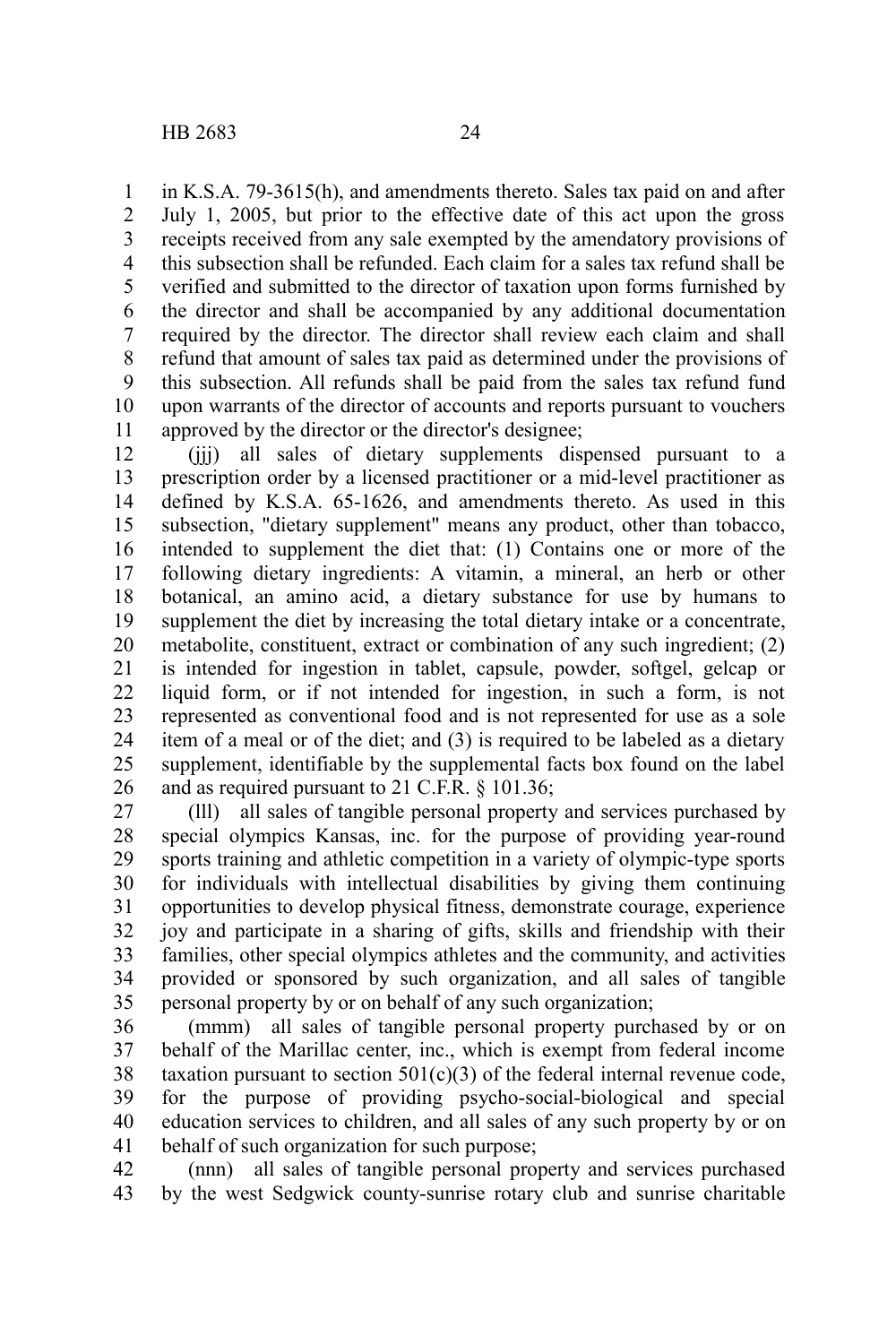in K.S.A. 79-3615(h), and amendments thereto. Sales tax paid on and after July 1, 2005, but prior to the effective date of this act upon the gross receipts received from any sale exempted by the amendatory provisions of this subsection shall be refunded. Each claim for a sales tax refund shall be verified and submitted to the director of taxation upon forms furnished by the director and shall be accompanied by any additional documentation required by the director. The director shall review each claim and shall refund that amount of sales tax paid as determined under the provisions of this subsection. All refunds shall be paid from the sales tax refund fund upon warrants of the director of accounts and reports pursuant to vouchers approved by the director or the director's designee;

(jjj) all sales of dietary supplements dispensed pursuant to a prescription order by a licensed practitioner or a mid-level practitioner as defined by K.S.A. 65-1626, and amendments thereto. As used in this subsection, "dietary supplement" means any product, other than tobacco, intended to supplement the diet that: (1) Contains one or more of the following dietary ingredients: A vitamin, a mineral, an herb or other botanical, an amino acid, a dietary substance for use by humans to supplement the diet by increasing the total dietary intake or a concentrate, metabolite, constituent, extract or combination of any such ingredient; (2) is intended for ingestion in tablet, capsule, powder, softgel, gelcap or liquid form, or if not intended for ingestion, in such a form, is not represented as conventional food and is not represented for use as a sole item of a meal or of the diet; and (3) is required to be labeled as a dietary supplement, identifiable by the supplemental facts box found on the label and as required pursuant to 21 C.F.R. § 101.36;

(lll) all sales of tangible personal property and services purchased by special olympics Kansas, inc. for the purpose of providing year-round sports training and athletic competition in a variety of olympic-type sports for individuals with intellectual disabilities by giving them continuing opportunities to develop physical fitness, demonstrate courage, experience joy and participate in a sharing of gifts, skills and friendship with their families, other special olympics athletes and the community, and activities provided or sponsored by such organization, and all sales of tangible personal property by or on behalf of any such organization;

(mmm) all sales of tangible personal property purchased by or on behalf of the Marillac center, inc., which is exempt from federal income taxation pursuant to section 501(c)(3) of the federal internal revenue code, for the purpose of providing psycho-social-biological and special education services to children, and all sales of any such property by or on behalf of such organization for such purpose;

(nnn) all sales of tangible personal property and services purchased by the west Sedgwick county-sunrise rotary club and sunrise charitable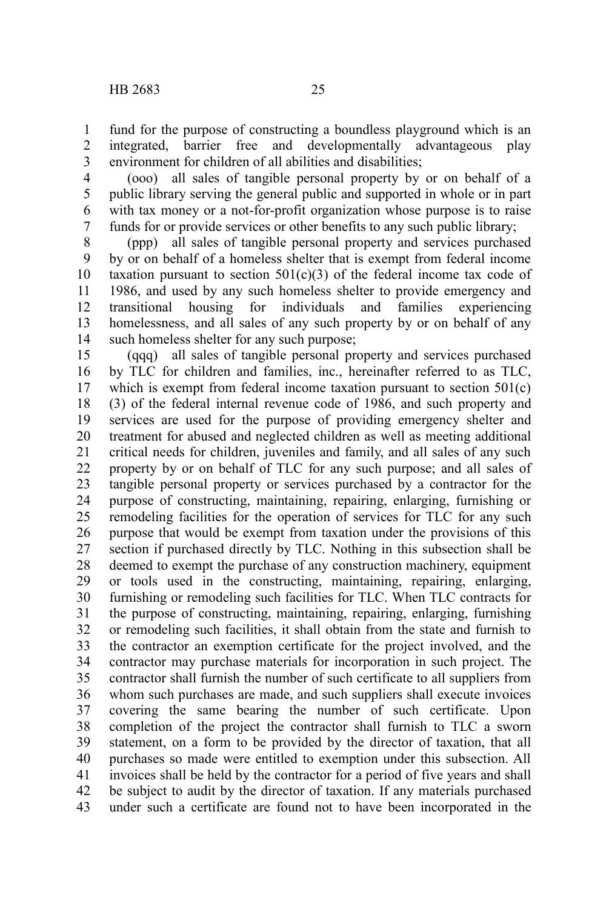fund for the purpose of constructing a boundless playground which is an integrated, barrier free and developmentally advantageous play environment for children of all abilities and disabilities;

(ooo) all sales of tangible personal property by or on behalf of a public library serving the general public and supported in whole or in part with tax money or a not-for-profit organization whose purpose is to raise funds for or provide services or other benefits to any such public library;

(ppp) all sales of tangible personal property and services purchased by or on behalf of a homeless shelter that is exempt from federal income taxation pursuant to section 501(c)(3) of the federal income tax code of 1986, and used by any such homeless shelter to provide emergency and transitional housing for individuals and families experiencing homelessness, and all sales of any such property by or on behalf of any such homeless shelter for any such purpose;

(qqq) all sales of tangible personal property and services purchased by TLC for children and families, inc., hereinafter referred to as TLC, which is exempt from federal income taxation pursuant to section 501(c)(3) of the federal internal revenue code of 1986, and such property and services are used for the purpose of providing emergency shelter and treatment for abused and neglected children as well as meeting additional critical needs for children, juveniles and family, and all sales of any such property by or on behalf of TLC for any such purpose; and all sales of tangible personal property or services purchased by a contractor for the purpose of constructing, maintaining, repairing, enlarging, furnishing or remodeling facilities for the operation of services for TLC for any such purpose that would be exempt from taxation under the provisions of this section if purchased directly by TLC. Nothing in this subsection shall be deemed to exempt the purchase of any construction machinery, equipment or tools used in the constructing, maintaining, repairing, enlarging, furnishing or remodeling such facilities for TLC. When TLC contracts for the purpose of constructing, maintaining, repairing, enlarging, furnishing or remodeling such facilities, it shall obtain from the state and furnish to the contractor an exemption certificate for the project involved, and the contractor may purchase materials for incorporation in such project. The contractor shall furnish the number of such certificate to all suppliers from whom such purchases are made, and such suppliers shall execute invoices covering the same bearing the number of such certificate. Upon completion of the project the contractor shall furnish to TLC a sworn statement, on a form to be provided by the director of taxation, that all purchases so made were entitled to exemption under this subsection. All invoices shall be held by the contractor for a period of five years and shall be subject to audit by the director of taxation. If any materials purchased under such a certificate are found not to have been incorporated in the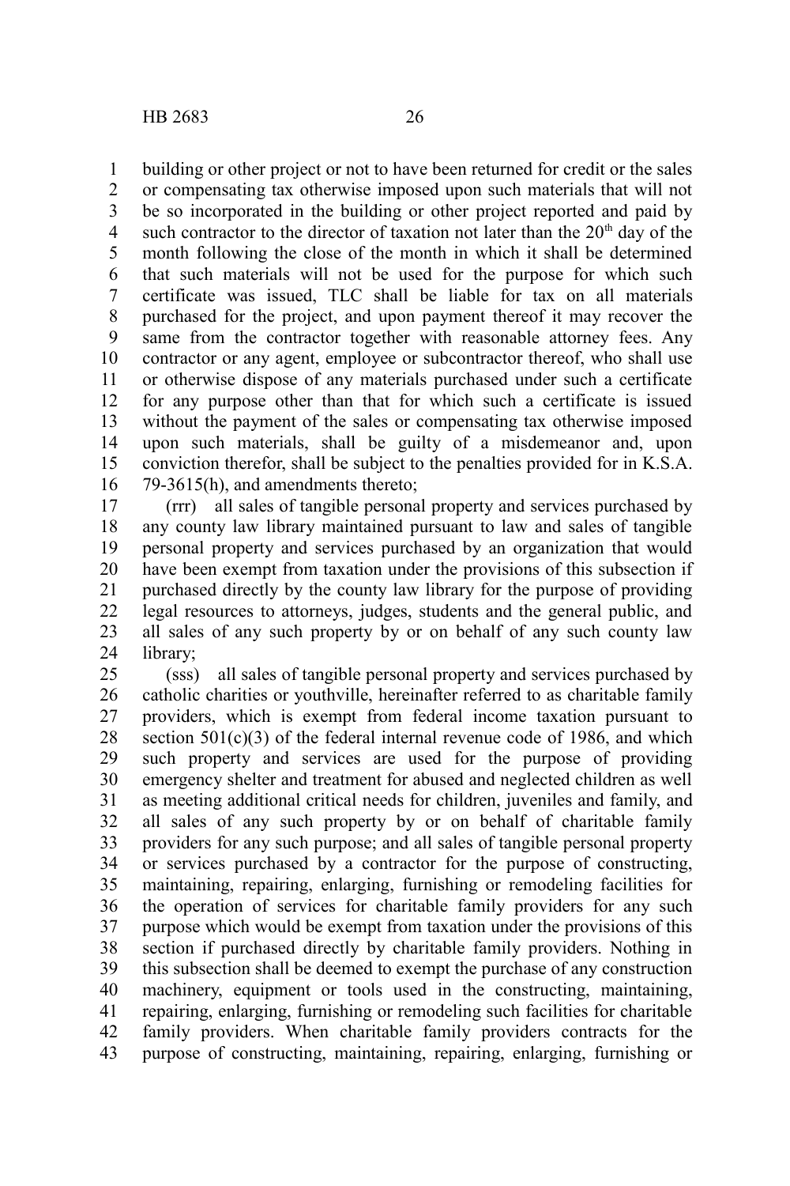building or other project or not to have been returned for credit or the sales or compensating tax otherwise imposed upon such materials that will not be so incorporated in the building or other project reported and paid by such contractor to the director of taxation not later than the 20th day of the month following the close of the month in which it shall be determined that such materials will not be used for the purpose for which such certificate was issued, TLC shall be liable for tax on all materials purchased for the project, and upon payment thereof it may recover the same from the contractor together with reasonable attorney fees. Any contractor or any agent, employee or subcontractor thereof, who shall use or otherwise dispose of any materials purchased under such a certificate for any purpose other than that for which such a certificate is issued without the payment of the sales or compensating tax otherwise imposed upon such materials, shall be guilty of a misdemeanor and, upon conviction therefor, shall be subject to the penalties provided for in K.S.A. 79-3615(h), and amendments thereto;

(rrr) all sales of tangible personal property and services purchased by any county law library maintained pursuant to law and sales of tangible personal property and services purchased by an organization that would have been exempt from taxation under the provisions of this subsection if purchased directly by the county law library for the purpose of providing legal resources to attorneys, judges, students and the general public, and all sales of any such property by or on behalf of any such county law library;

(sss) all sales of tangible personal property and services purchased by catholic charities or youthville, hereinafter referred to as charitable family providers, which is exempt from federal income taxation pursuant to section 501(c)(3) of the federal internal revenue code of 1986, and which such property and services are used for the purpose of providing emergency shelter and treatment for abused and neglected children as well as meeting additional critical needs for children, juveniles and family, and all sales of any such property by or on behalf of charitable family providers for any such purpose; and all sales of tangible personal property or services purchased by a contractor for the purpose of constructing, maintaining, repairing, enlarging, furnishing or remodeling facilities for the operation of services for charitable family providers for any such purpose which would be exempt from taxation under the provisions of this section if purchased directly by charitable family providers. Nothing in this subsection shall be deemed to exempt the purchase of any construction machinery, equipment or tools used in the constructing, maintaining, repairing, enlarging, furnishing or remodeling such facilities for charitable family providers. When charitable family providers contracts for the purpose of constructing, maintaining, repairing, enlarging, furnishing or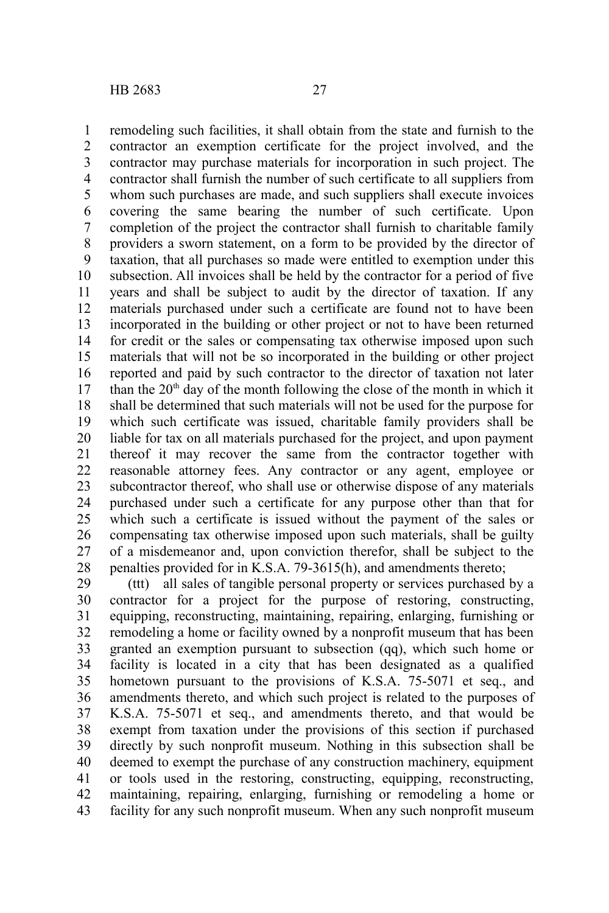remodeling such facilities, it shall obtain from the state and furnish to the contractor an exemption certificate for the project involved, and the contractor may purchase materials for incorporation in such project. The contractor shall furnish the number of such certificate to all suppliers from whom such purchases are made, and such suppliers shall execute invoices covering the same bearing the number of such certificate. Upon completion of the project the contractor shall furnish to charitable family providers a sworn statement, on a form to be provided by the director of taxation, that all purchases so made were entitled to exemption under this subsection. All invoices shall be held by the contractor for a period of five years and shall be subject to audit by the director of taxation. If any materials purchased under such a certificate are found not to have been incorporated in the building or other project or not to have been returned for credit or the sales or compensating tax otherwise imposed upon such materials that will not be so incorporated in the building or other project reported and paid by such contractor to the director of taxation not later than the 20th day of the month following the close of the month in which it shall be determined that such materials will not be used for the purpose for which such certificate was issued, charitable family providers shall be liable for tax on all materials purchased for the project, and upon payment thereof it may recover the same from the contractor together with reasonable attorney fees. Any contractor or any agent, employee or subcontractor thereof, who shall use or otherwise dispose of any materials purchased under such a certificate for any purpose other than that for which such a certificate is issued without the payment of the sales or compensating tax otherwise imposed upon such materials, shall be guilty of a misdemeanor and, upon conviction therefor, shall be subject to the penalties provided for in K.S.A. 79-3615(h), and amendments thereto;

(ttt) all sales of tangible personal property or services purchased by a contractor for a project for the purpose of restoring, constructing, equipping, reconstructing, maintaining, repairing, enlarging, furnishing or remodeling a home or facility owned by a nonprofit museum that has been granted an exemption pursuant to subsection (qq), which such home or facility is located in a city that has been designated as a qualified hometown pursuant to the provisions of K.S.A. 75-5071 et seq., and amendments thereto, and which such project is related to the purposes of K.S.A. 75-5071 et seq., and amendments thereto, and that would be exempt from taxation under the provisions of this section if purchased directly by such nonprofit museum. Nothing in this subsection shall be deemed to exempt the purchase of any construction machinery, equipment or tools used in the restoring, constructing, equipping, reconstructing, maintaining, repairing, enlarging, furnishing or remodeling a home or facility for any such nonprofit museum. When any such nonprofit museum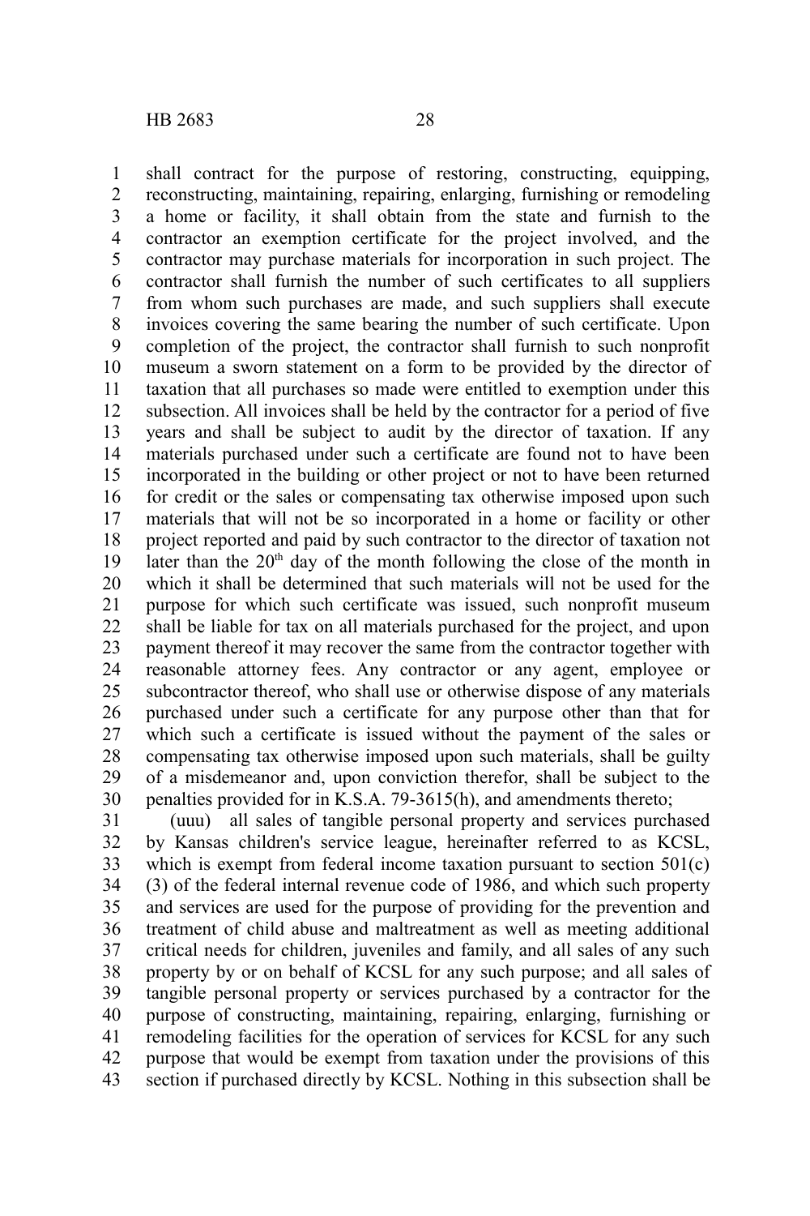shall contract for the purpose of restoring, constructing, equipping, reconstructing, maintaining, repairing, enlarging, furnishing or remodeling a home or facility, it shall obtain from the state and furnish to the contractor an exemption certificate for the project involved, and the contractor may purchase materials for incorporation in such project. The contractor shall furnish the number of such certificates to all suppliers from whom such purchases are made, and such suppliers shall execute invoices covering the same bearing the number of such certificate. Upon completion of the project, the contractor shall furnish to such nonprofit museum a sworn statement on a form to be provided by the director of taxation that all purchases so made were entitled to exemption under this subsection. All invoices shall be held by the contractor for a period of five years and shall be subject to audit by the director of taxation. If any materials purchased under such a certificate are found not to have been incorporated in the building or other project or not to have been returned for credit or the sales or compensating tax otherwise imposed upon such materials that will not be so incorporated in a home or facility or other project reported and paid by such contractor to the director of taxation not later than the 20th day of the month following the close of the month in which it shall be determined that such materials will not be used for the purpose for which such certificate was issued, such nonprofit museum shall be liable for tax on all materials purchased for the project, and upon payment thereof it may recover the same from the contractor together with reasonable attorney fees. Any contractor or any agent, employee or subcontractor thereof, who shall use or otherwise dispose of any materials purchased under such a certificate for any purpose other than that for which such a certificate is issued without the payment of the sales or compensating tax otherwise imposed upon such materials, shall be guilty of a misdemeanor and, upon conviction therefor, shall be subject to the penalties provided for in K.S.A. 79-3615(h), and amendments thereto;

(uuu) all sales of tangible personal property and services purchased by Kansas children's service league, hereinafter referred to as KCSL, which is exempt from federal income taxation pursuant to section 501(c)(3) of the federal internal revenue code of 1986, and which such property and services are used for the purpose of providing for the prevention and treatment of child abuse and maltreatment as well as meeting additional critical needs for children, juveniles and family, and all sales of any such property by or on behalf of KCSL for any such purpose; and all sales of tangible personal property or services purchased by a contractor for the purpose of constructing, maintaining, repairing, enlarging, furnishing or remodeling facilities for the operation of services for KCSL for any such purpose that would be exempt from taxation under the provisions of this section if purchased directly by KCSL. Nothing in this subsection shall be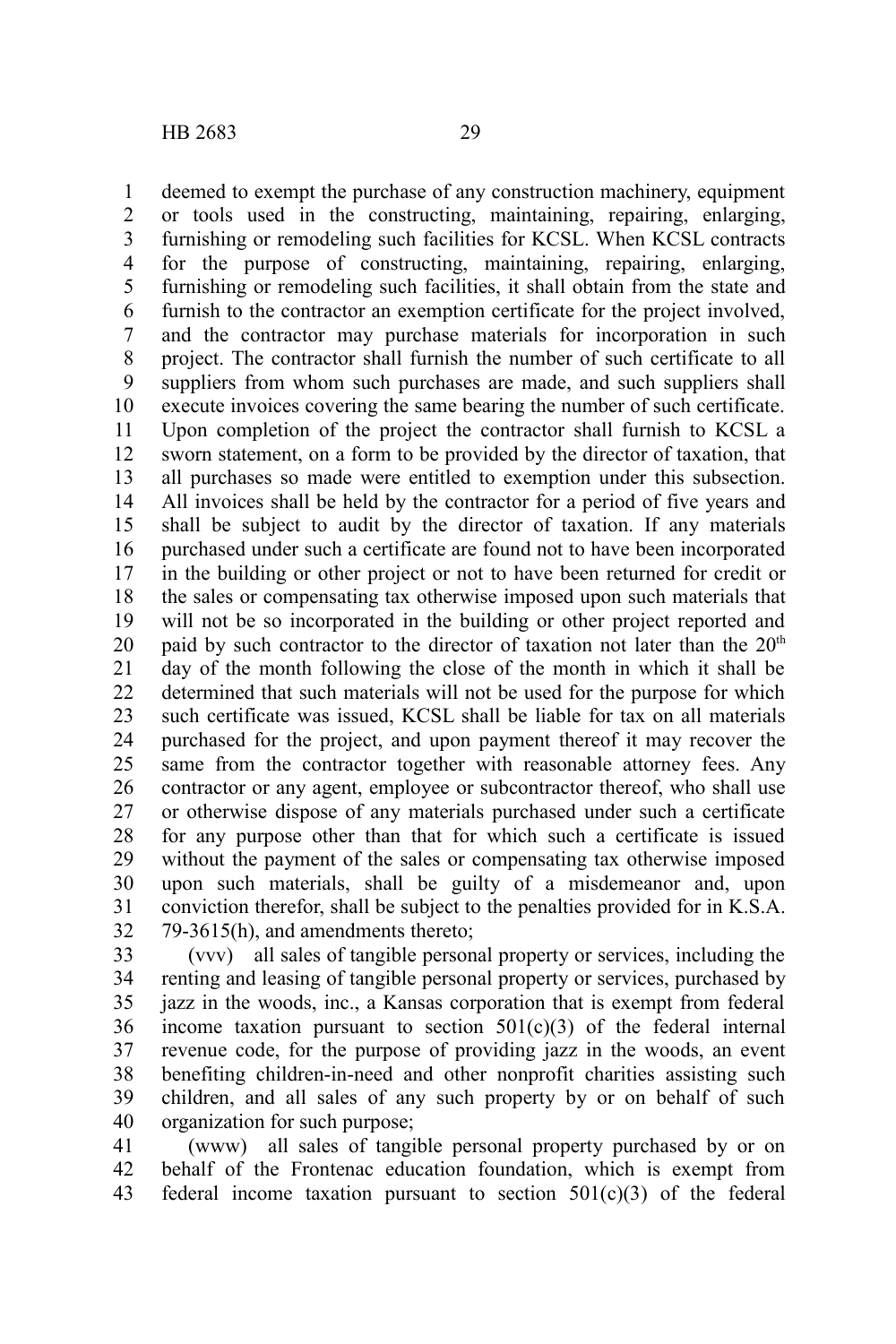deemed to exempt the purchase of any construction machinery, equipment or tools used in the constructing, maintaining, repairing, enlarging, furnishing or remodeling such facilities for KCSL. When KCSL contracts for the purpose of constructing, maintaining, repairing, enlarging, furnishing or remodeling such facilities, it shall obtain from the state and furnish to the contractor an exemption certificate for the project involved, and the contractor may purchase materials for incorporation in such project. The contractor shall furnish the number of such certificate to all suppliers from whom such purchases are made, and such suppliers shall execute invoices covering the same bearing the number of such certificate. Upon completion of the project the contractor shall furnish to KCSL a sworn statement, on a form to be provided by the director of taxation, that all purchases so made were entitled to exemption under this subsection. All invoices shall be held by the contractor for a period of five years and shall be subject to audit by the director of taxation. If any materials purchased under such a certificate are found not to have been incorporated in the building or other project or not to have been returned for credit or the sales or compensating tax otherwise imposed upon such materials that will not be so incorporated in the building or other project reported and paid by such contractor to the director of taxation not later than the 20th day of the month following the close of the month in which it shall be determined that such materials will not be used for the purpose for which such certificate was issued, KCSL shall be liable for tax on all materials purchased for the project, and upon payment thereof it may recover the same from the contractor together with reasonable attorney fees. Any contractor or any agent, employee or subcontractor thereof, who shall use or otherwise dispose of any materials purchased under such a certificate for any purpose other than that for which such a certificate is issued without the payment of the sales or compensating tax otherwise imposed upon such materials, shall be guilty of a misdemeanor and, upon conviction therefor, shall be subject to the penalties provided for in K.S.A. 79-3615(h), and amendments thereto;

(vvv) all sales of tangible personal property or services, including the renting and leasing of tangible personal property or services, purchased by jazz in the woods, inc., a Kansas corporation that is exempt from federal income taxation pursuant to section 501(c)(3) of the federal internal revenue code, for the purpose of providing jazz in the woods, an event benefiting children-in-need and other nonprofit charities assisting such children, and all sales of any such property by or on behalf of such organization for such purpose;

(www) all sales of tangible personal property purchased by or on behalf of the Frontenac education foundation, which is exempt from federal income taxation pursuant to section 501(c)(3) of the federal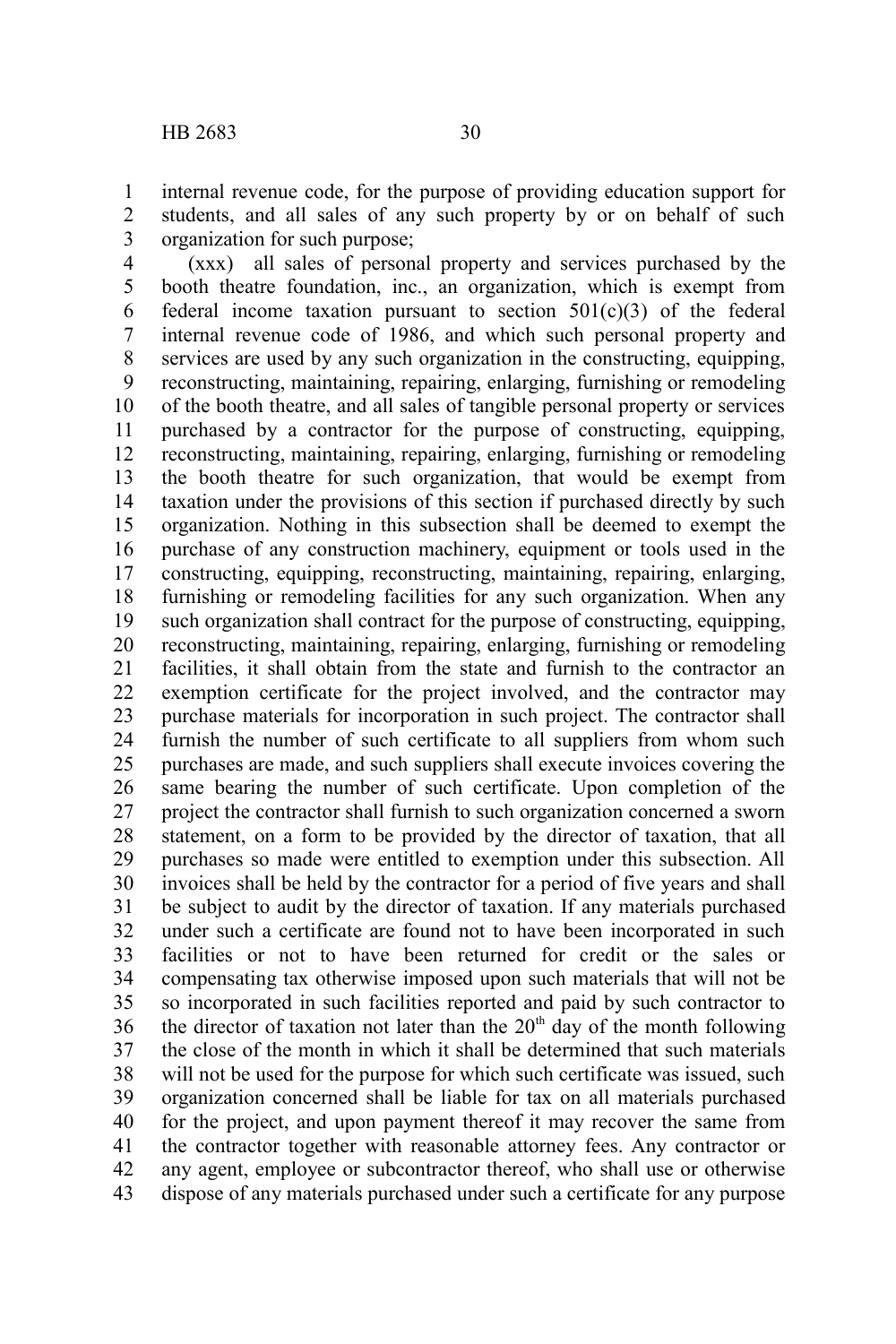internal revenue code, for the purpose of providing education support for students, and all sales of any such property by or on behalf of such organization for such purpose;

(xxx) all sales of personal property and services purchased by the booth theatre foundation, inc., an organization, which is exempt from federal income taxation pursuant to section 501(c)(3) of the federal internal revenue code of 1986, and which such personal property and services are used by any such organization in the constructing, equipping, reconstructing, maintaining, repairing, enlarging, furnishing or remodeling of the booth theatre, and all sales of tangible personal property or services purchased by a contractor for the purpose of constructing, equipping, reconstructing, maintaining, repairing, enlarging, furnishing or remodeling the booth theatre for such organization, that would be exempt from taxation under the provisions of this section if purchased directly by such organization. Nothing in this subsection shall be deemed to exempt the purchase of any construction machinery, equipment or tools used in the constructing, equipping, reconstructing, maintaining, repairing, enlarging, furnishing or remodeling facilities for any such organization. When any such organization shall contract for the purpose of constructing, equipping, reconstructing, maintaining, repairing, enlarging, furnishing or remodeling facilities, it shall obtain from the state and furnish to the contractor an exemption certificate for the project involved, and the contractor may purchase materials for incorporation in such project. The contractor shall furnish the number of such certificate to all suppliers from whom such purchases are made, and such suppliers shall execute invoices covering the same bearing the number of such certificate. Upon completion of the project the contractor shall furnish to such organization concerned a sworn statement, on a form to be provided by the director of taxation, that all purchases so made were entitled to exemption under this subsection. All invoices shall be held by the contractor for a period of five years and shall be subject to audit by the director of taxation. If any materials purchased under such a certificate are found not to have been incorporated in such facilities or not to have been returned for credit or the sales or compensating tax otherwise imposed upon such materials that will not be so incorporated in such facilities reported and paid by such contractor to the director of taxation not later than the 20th day of the month following the close of the month in which it shall be determined that such materials will not be used for the purpose for which such certificate was issued, such organization concerned shall be liable for tax on all materials purchased for the project, and upon payment thereof it may recover the same from the contractor together with reasonable attorney fees. Any contractor or any agent, employee or subcontractor thereof, who shall use or otherwise dispose of any materials purchased under such a certificate for any purpose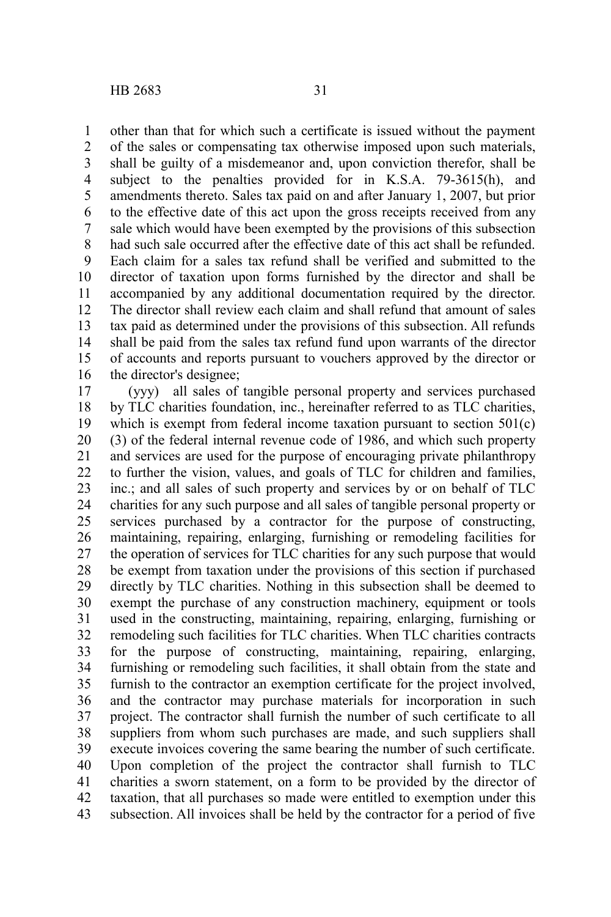other than that for which such a certificate is issued without the payment of the sales or compensating tax otherwise imposed upon such materials, shall be guilty of a misdemeanor and, upon conviction therefor, shall be subject to the penalties provided for in K.S.A. 79-3615(h), and amendments thereto. Sales tax paid on and after January 1, 2007, but prior to the effective date of this act upon the gross receipts received from any sale which would have been exempted by the provisions of this subsection had such sale occurred after the effective date of this act shall be refunded. Each claim for a sales tax refund shall be verified and submitted to the director of taxation upon forms furnished by the director and shall be accompanied by any additional documentation required by the director. The director shall review each claim and shall refund that amount of sales tax paid as determined under the provisions of this subsection. All refunds shall be paid from the sales tax refund fund upon warrants of the director of accounts and reports pursuant to vouchers approved by the director or the director's designee;

(yyy) all sales of tangible personal property and services purchased by TLC charities foundation, inc., hereinafter referred to as TLC charities, which is exempt from federal income taxation pursuant to section 501(c)(3) of the federal internal revenue code of 1986, and which such property and services are used for the purpose of encouraging private philanthropy to further the vision, values, and goals of TLC for children and families, inc.; and all sales of such property and services by or on behalf of TLC charities for any such purpose and all sales of tangible personal property or services purchased by a contractor for the purpose of constructing, maintaining, repairing, enlarging, furnishing or remodeling facilities for the operation of services for TLC charities for any such purpose that would be exempt from taxation under the provisions of this section if purchased directly by TLC charities. Nothing in this subsection shall be deemed to exempt the purchase of any construction machinery, equipment or tools used in the constructing, maintaining, repairing, enlarging, furnishing or remodeling such facilities for TLC charities. When TLC charities contracts for the purpose of constructing, maintaining, repairing, enlarging, furnishing or remodeling such facilities, it shall obtain from the state and furnish to the contractor an exemption certificate for the project involved, and the contractor may purchase materials for incorporation in such project. The contractor shall furnish the number of such certificate to all suppliers from whom such purchases are made, and such suppliers shall execute invoices covering the same bearing the number of such certificate. Upon completion of the project the contractor shall furnish to TLC charities a sworn statement, on a form to be provided by the director of taxation, that all purchases so made were entitled to exemption under this subsection. All invoices shall be held by the contractor for a period of five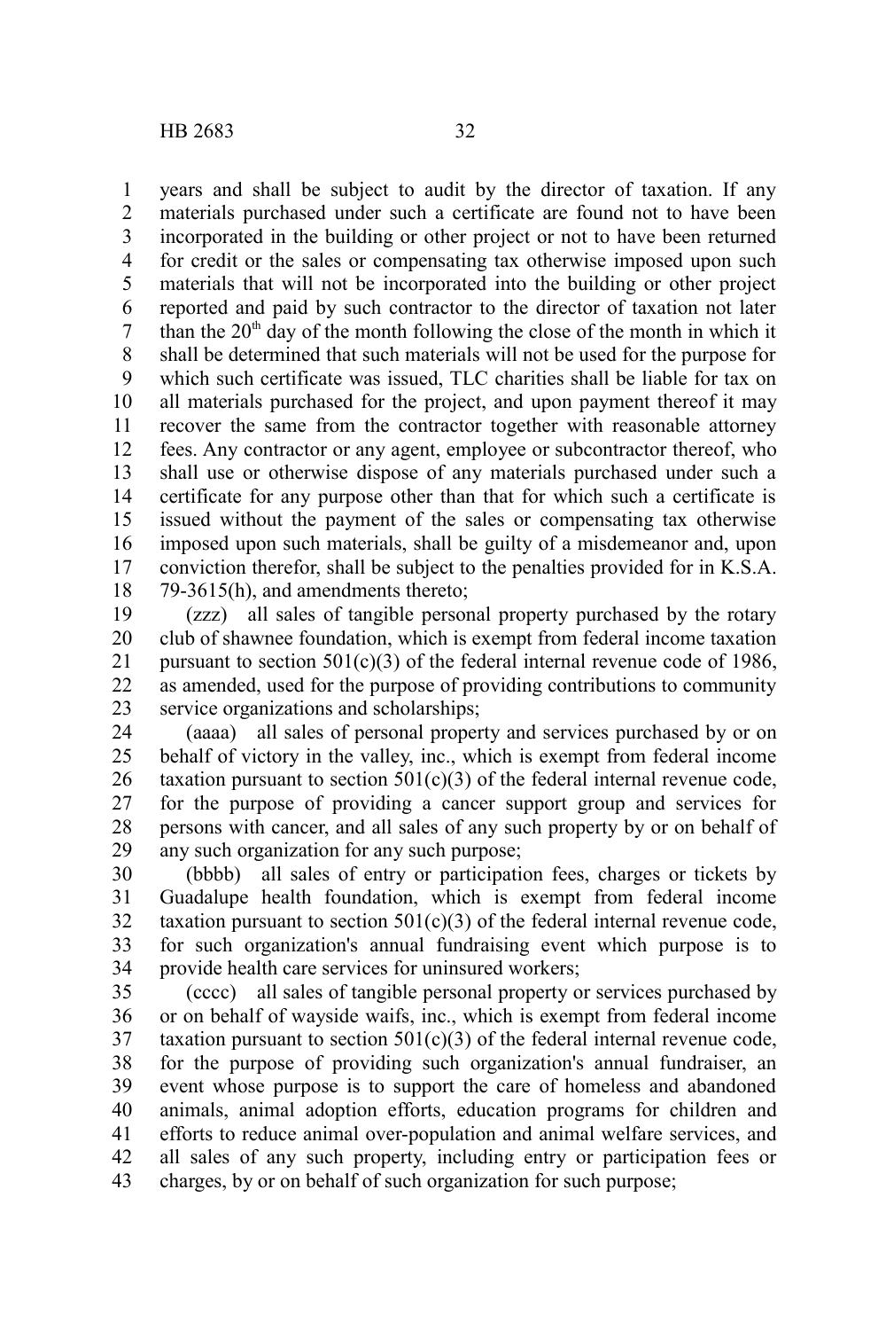years and shall be subject to audit by the director of taxation. If any materials purchased under such a certificate are found not to have been incorporated in the building or other project or not to have been returned for credit or the sales or compensating tax otherwise imposed upon such materials that will not be incorporated into the building or other project reported and paid by such contractor to the director of taxation not later than the 20th day of the month following the close of the month in which it shall be determined that such materials will not be used for the purpose for which such certificate was issued, TLC charities shall be liable for tax on all materials purchased for the project, and upon payment thereof it may recover the same from the contractor together with reasonable attorney fees. Any contractor or any agent, employee or subcontractor thereof, who shall use or otherwise dispose of any materials purchased under such a certificate for any purpose other than that for which such a certificate is issued without the payment of the sales or compensating tax otherwise imposed upon such materials, shall be guilty of a misdemeanor and, upon conviction therefor, shall be subject to the penalties provided for in K.S.A. 79-3615(h), and amendments thereto;

(zzz) all sales of tangible personal property purchased by the rotary club of shawnee foundation, which is exempt from federal income taxation pursuant to section 501(c)(3) of the federal internal revenue code of 1986, as amended, used for the purpose of providing contributions to community service organizations and scholarships;

(aaaa) all sales of personal property and services purchased by or on behalf of victory in the valley, inc., which is exempt from federal income taxation pursuant to section 501(c)(3) of the federal internal revenue code, for the purpose of providing a cancer support group and services for persons with cancer, and all sales of any such property by or on behalf of any such organization for any such purpose;

(bbbb) all sales of entry or participation fees, charges or tickets by Guadalupe health foundation, which is exempt from federal income taxation pursuant to section 501(c)(3) of the federal internal revenue code, for such organization's annual fundraising event which purpose is to provide health care services for uninsured workers;

(cccc) all sales of tangible personal property or services purchased by or on behalf of wayside waifs, inc., which is exempt from federal income taxation pursuant to section 501(c)(3) of the federal internal revenue code, for the purpose of providing such organization's annual fundraiser, an event whose purpose is to support the care of homeless and abandoned animals, animal adoption efforts, education programs for children and efforts to reduce animal over-population and animal welfare services, and all sales of any such property, including entry or participation fees or charges, by or on behalf of such organization for such purpose;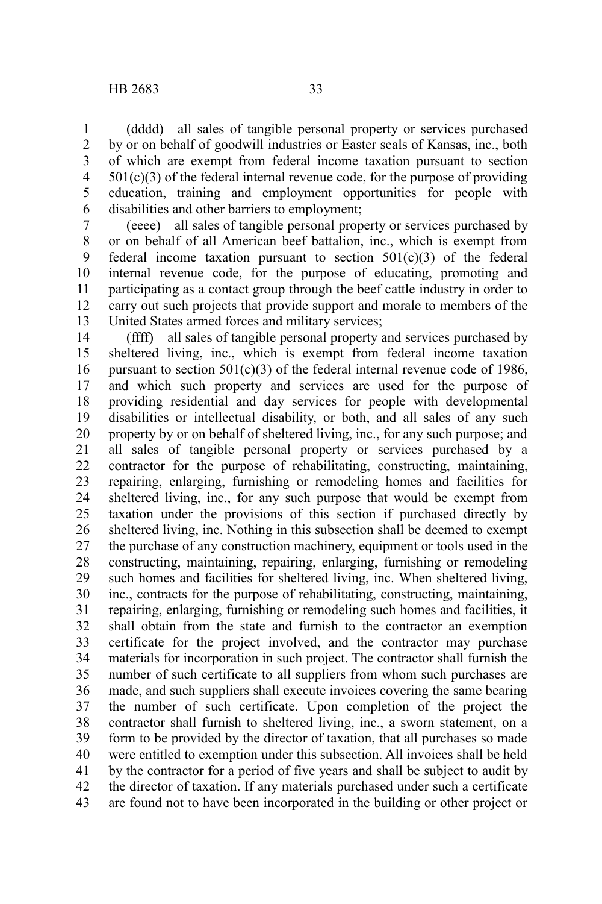(dddd) all sales of tangible personal property or services purchased by or on behalf of goodwill industries or Easter seals of Kansas, inc., both of which are exempt from federal income taxation pursuant to section 501(c)(3) of the federal internal revenue code, for the purpose of providing education, training and employment opportunities for people with disabilities and other barriers to employment;

(eeee) all sales of tangible personal property or services purchased by or on behalf of all American beef battalion, inc., which is exempt from federal income taxation pursuant to section 501(c)(3) of the federal internal revenue code, for the purpose of educating, promoting and participating as a contact group through the beef cattle industry in order to carry out such projects that provide support and morale to members of the United States armed forces and military services;

(ffff) all sales of tangible personal property and services purchased by sheltered living, inc., which is exempt from federal income taxation pursuant to section 501(c)(3) of the federal internal revenue code of 1986, and which such property and services are used for the purpose of providing residential and day services for people with developmental disabilities or intellectual disability, or both, and all sales of any such property by or on behalf of sheltered living, inc., for any such purpose; and all sales of tangible personal property or services purchased by a contractor for the purpose of rehabilitating, constructing, maintaining, repairing, enlarging, furnishing or remodeling homes and facilities for sheltered living, inc., for any such purpose that would be exempt from taxation under the provisions of this section if purchased directly by sheltered living, inc. Nothing in this subsection shall be deemed to exempt the purchase of any construction machinery, equipment or tools used in the constructing, maintaining, repairing, enlarging, furnishing or remodeling such homes and facilities for sheltered living, inc. When sheltered living, inc., contracts for the purpose of rehabilitating, constructing, maintaining, repairing, enlarging, furnishing or remodeling such homes and facilities, it shall obtain from the state and furnish to the contractor an exemption certificate for the project involved, and the contractor may purchase materials for incorporation in such project. The contractor shall furnish the number of such certificate to all suppliers from whom such purchases are made, and such suppliers shall execute invoices covering the same bearing the number of such certificate. Upon completion of the project the contractor shall furnish to sheltered living, inc., a sworn statement, on a form to be provided by the director of taxation, that all purchases so made were entitled to exemption under this subsection. All invoices shall be held by the contractor for a period of five years and shall be subject to audit by the director of taxation. If any materials purchased under such a certificate are found not to have been incorporated in the building or other project or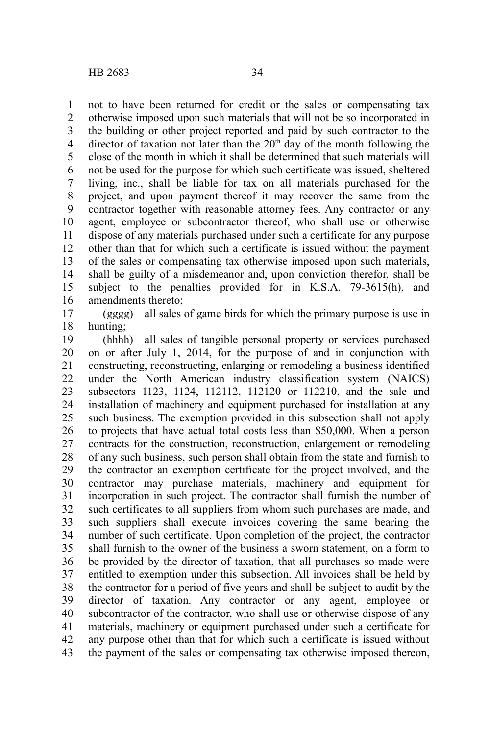not to have been returned for credit or the sales or compensating tax otherwise imposed upon such materials that will not be so incorporated in the building or other project reported and paid by such contractor to the director of taxation not later than the 20th day of the month following the close of the month in which it shall be determined that such materials will not be used for the purpose for which such certificate was issued, sheltered living, inc., shall be liable for tax on all materials purchased for the project, and upon payment thereof it may recover the same from the contractor together with reasonable attorney fees. Any contractor or any agent, employee or subcontractor thereof, who shall use or otherwise dispose of any materials purchased under such a certificate for any purpose other than that for which such a certificate is issued without the payment of the sales or compensating tax otherwise imposed upon such materials, shall be guilty of a misdemeanor and, upon conviction therefor, shall be subject to the penalties provided for in K.S.A. 79-3615(h), and amendments thereto;

(gggg) all sales of game birds for which the primary purpose is use in hunting;

(hhhh) all sales of tangible personal property or services purchased on or after July 1, 2014, for the purpose of and in conjunction with constructing, reconstructing, enlarging or remodeling a business identified under the North American industry classification system (NAICS) subsectors 1123, 1124, 112112, 112120 or 112210, and the sale and installation of machinery and equipment purchased for installation at any such business. The exemption provided in this subsection shall not apply to projects that have actual total costs less than $50,000. When a person contracts for the construction, reconstruction, enlargement or remodeling of any such business, such person shall obtain from the state and furnish to the contractor an exemption certificate for the project involved, and the contractor may purchase materials, machinery and equipment for incorporation in such project. The contractor shall furnish the number of such certificates to all suppliers from whom such purchases are made, and such suppliers shall execute invoices covering the same bearing the number of such certificate. Upon completion of the project, the contractor shall furnish to the owner of the business a sworn statement, on a form to be provided by the director of taxation, that all purchases so made were entitled to exemption under this subsection. All invoices shall be held by the contractor for a period of five years and shall be subject to audit by the director of taxation. Any contractor or any agent, employee or subcontractor of the contractor, who shall use or otherwise dispose of any materials, machinery or equipment purchased under such a certificate for any purpose other than that for which such a certificate is issued without the payment of the sales or compensating tax otherwise imposed thereon,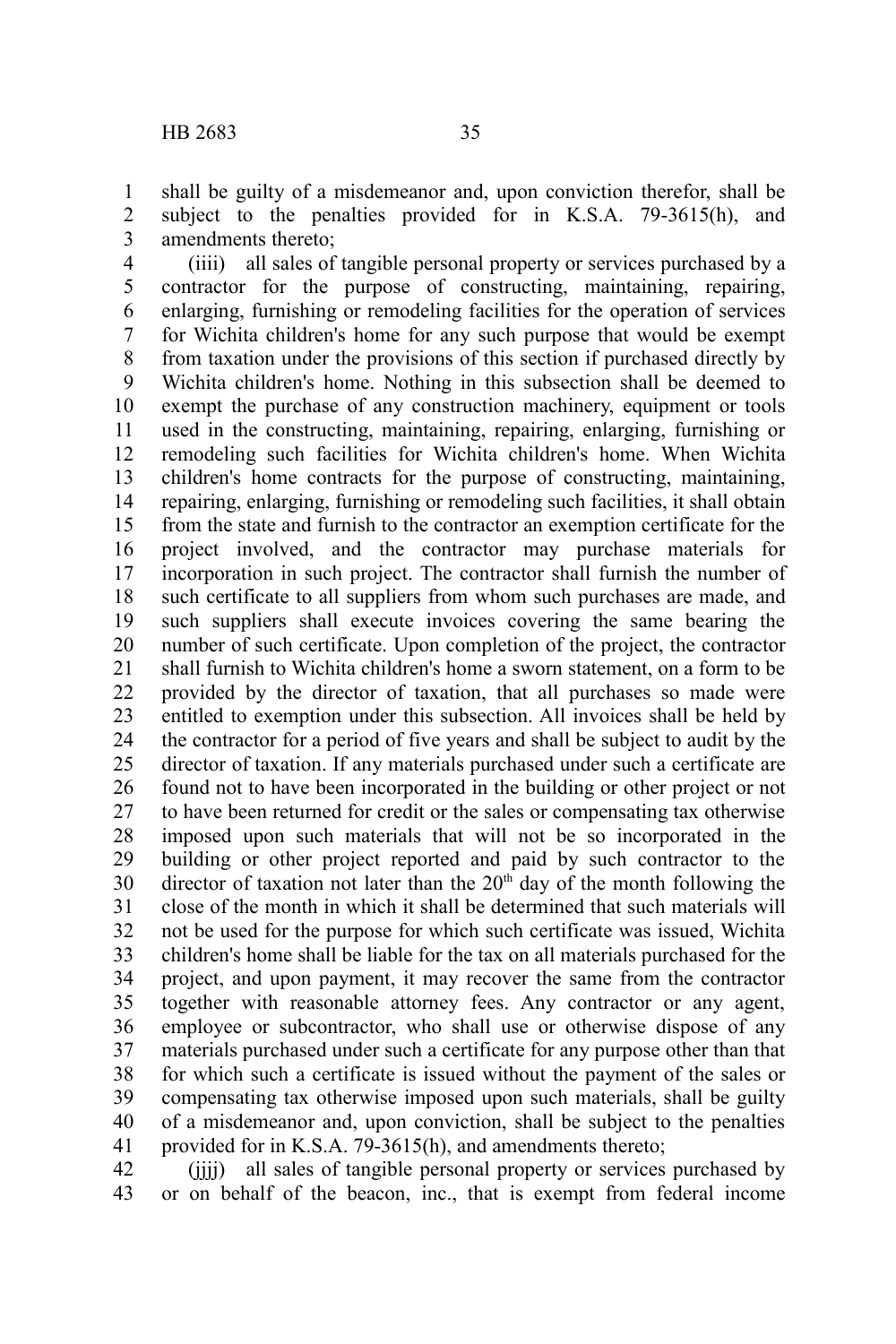shall be guilty of a misdemeanor and, upon conviction therefor, shall be subject to the penalties provided for in K.S.A. 79-3615(h), and amendments thereto;

(iiii) all sales of tangible personal property or services purchased by a contractor for the purpose of constructing, maintaining, repairing, enlarging, furnishing or remodeling facilities for the operation of services for Wichita children's home for any such purpose that would be exempt from taxation under the provisions of this section if purchased directly by Wichita children's home. Nothing in this subsection shall be deemed to exempt the purchase of any construction machinery, equipment or tools used in the constructing, maintaining, repairing, enlarging, furnishing or remodeling such facilities for Wichita children's home. When Wichita children's home contracts for the purpose of constructing, maintaining, repairing, enlarging, furnishing or remodeling such facilities, it shall obtain from the state and furnish to the contractor an exemption certificate for the project involved, and the contractor may purchase materials for incorporation in such project. The contractor shall furnish the number of such certificate to all suppliers from whom such purchases are made, and such suppliers shall execute invoices covering the same bearing the number of such certificate. Upon completion of the project, the contractor shall furnish to Wichita children's home a sworn statement, on a form to be provided by the director of taxation, that all purchases so made were entitled to exemption under this subsection. All invoices shall be held by the contractor for a period of five years and shall be subject to audit by the director of taxation. If any materials purchased under such a certificate are found not to have been incorporated in the building or other project or not to have been returned for credit or the sales or compensating tax otherwise imposed upon such materials that will not be so incorporated in the building or other project reported and paid by such contractor to the director of taxation not later than the 20th day of the month following the close of the month in which it shall be determined that such materials will not be used for the purpose for which such certificate was issued, Wichita children's home shall be liable for the tax on all materials purchased for the project, and upon payment, it may recover the same from the contractor together with reasonable attorney fees. Any contractor or any agent, employee or subcontractor, who shall use or otherwise dispose of any materials purchased under such a certificate for any purpose other than that for which such a certificate is issued without the payment of the sales or compensating tax otherwise imposed upon such materials, shall be guilty of a misdemeanor and, upon conviction, shall be subject to the penalties provided for in K.S.A. 79-3615(h), and amendments thereto;

(jjjj) all sales of tangible personal property or services purchased by or on behalf of the beacon, inc., that is exempt from federal income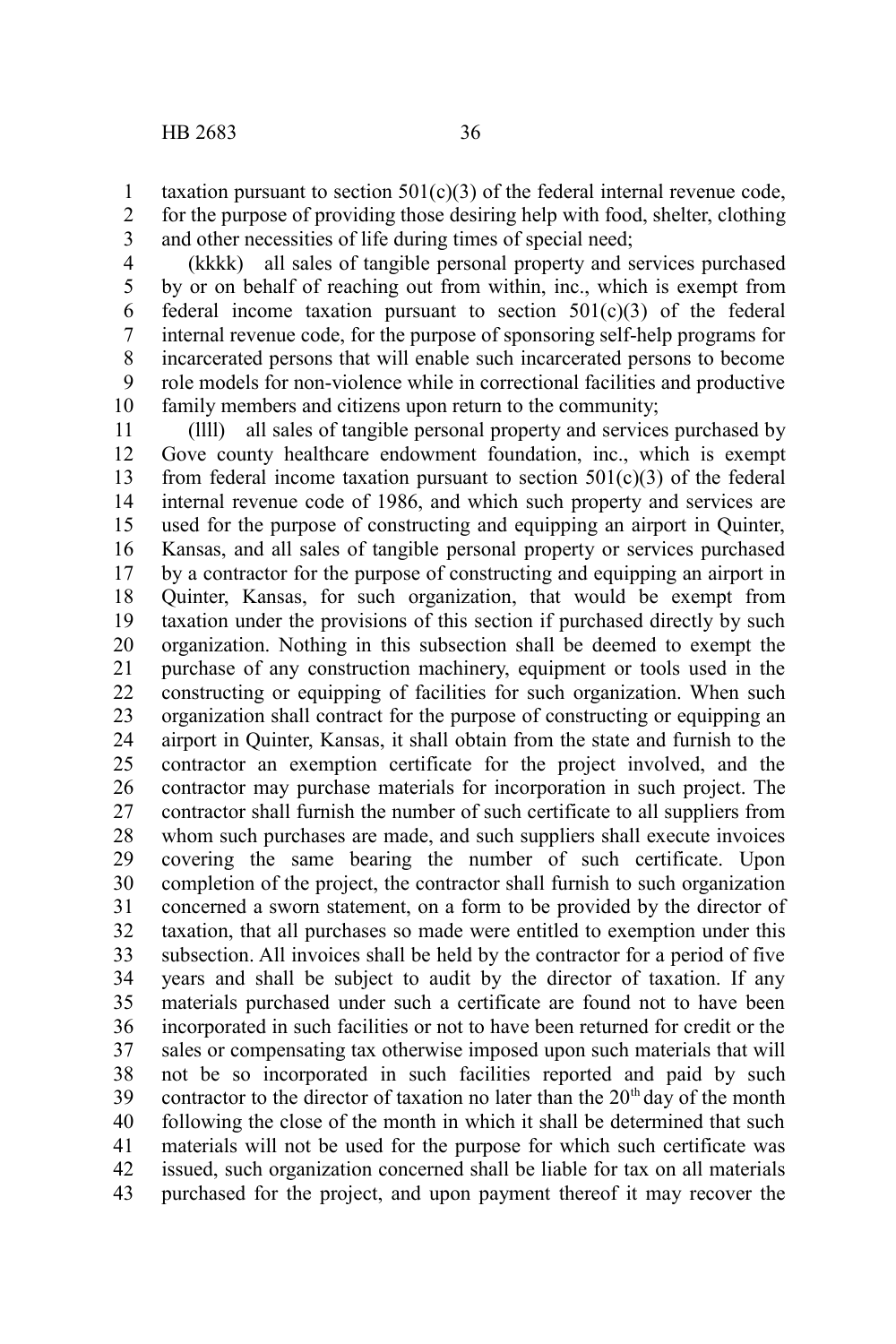taxation pursuant to section 501(c)(3) of the federal internal revenue code, for the purpose of providing those desiring help with food, shelter, clothing and other necessities of life during times of special need;

(kkkk) all sales of tangible personal property and services purchased by or on behalf of reaching out from within, inc., which is exempt from federal income taxation pursuant to section 501(c)(3) of the federal internal revenue code, for the purpose of sponsoring self-help programs for incarcerated persons that will enable such incarcerated persons to become role models for non-violence while in correctional facilities and productive family members and citizens upon return to the community;

(llll) all sales of tangible personal property and services purchased by Gove county healthcare endowment foundation, inc., which is exempt from federal income taxation pursuant to section 501(c)(3) of the federal internal revenue code of 1986, and which such property and services are used for the purpose of constructing and equipping an airport in Quinter, Kansas, and all sales of tangible personal property or services purchased by a contractor for the purpose of constructing and equipping an airport in Quinter, Kansas, for such organization, that would be exempt from taxation under the provisions of this section if purchased directly by such organization. Nothing in this subsection shall be deemed to exempt the purchase of any construction machinery, equipment or tools used in the constructing or equipping of facilities for such organization. When such organization shall contract for the purpose of constructing or equipping an airport in Quinter, Kansas, it shall obtain from the state and furnish to the contractor an exemption certificate for the project involved, and the contractor may purchase materials for incorporation in such project. The contractor shall furnish the number of such certificate to all suppliers from whom such purchases are made, and such suppliers shall execute invoices covering the same bearing the number of such certificate. Upon completion of the project, the contractor shall furnish to such organization concerned a sworn statement, on a form to be provided by the director of taxation, that all purchases so made were entitled to exemption under this subsection. All invoices shall be held by the contractor for a period of five years and shall be subject to audit by the director of taxation. If any materials purchased under such a certificate are found not to have been incorporated in such facilities or not to have been returned for credit or the sales or compensating tax otherwise imposed upon such materials that will not be so incorporated in such facilities reported and paid by such contractor to the director of taxation no later than the 20th day of the month following the close of the month in which it shall be determined that such materials will not be used for the purpose for which such certificate was issued, such organization concerned shall be liable for tax on all materials purchased for the project, and upon payment thereof it may recover the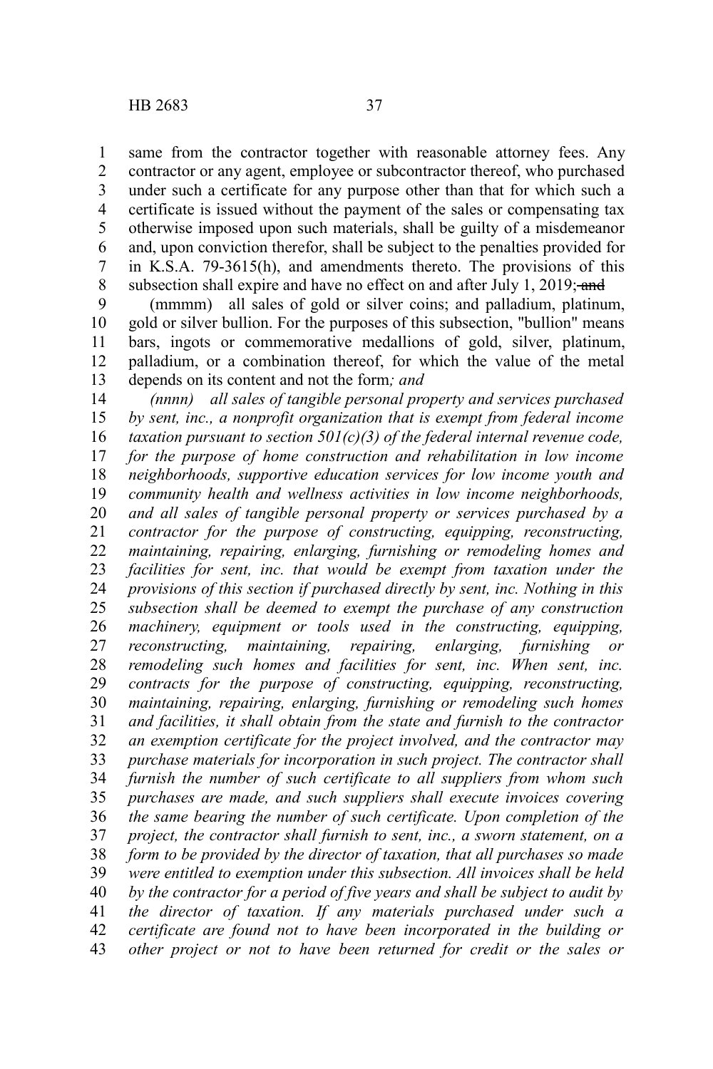same from the contractor together with reasonable attorney fees. Any contractor or any agent, employee or subcontractor thereof, who purchased under such a certificate for any purpose other than that for which such a certificate is issued without the payment of the sales or compensating tax otherwise imposed upon such materials, shall be guilty of a misdemeanor and, upon conviction therefor, shall be subject to the penalties provided for in K.S.A. 79-3615(h), and amendments thereto. The provisions of this subsection shall expire and have no effect on and after July 1, 2019; ~~and~~

(mmmm) all sales of gold or silver coins; and palladium, platinum, gold or silver bullion. For the purposes of this subsection, "bullion" means bars, ingots or commemorative medallions of gold, silver, platinum, palladium, or a combination thereof, for which the value of the metal depends on its content and not the form*; and*

*(nnnn) all sales of tangible personal property and services purchased by sent, inc., a nonprofit organization that is exempt from federal income taxation pursuant to section 501(c)(3) of the federal internal revenue code, for the purpose of home construction and rehabilitation in low income neighborhoods, supportive education services for low income youth and community health and wellness activities in low income neighborhoods, and all sales of tangible personal property or services purchased by a contractor for the purpose of constructing, equipping, reconstructing, maintaining, repairing, enlarging, furnishing or remodeling homes and facilities for sent, inc. that would be exempt from taxation under the provisions of this section if purchased directly by sent, inc. Nothing in this subsection shall be deemed to exempt the purchase of any construction machinery, equipment or tools used in the constructing, equipping, reconstructing, maintaining, repairing, enlarging, furnishing or remodeling such homes and facilities for sent, inc. When sent, inc. contracts for the purpose of constructing, equipping, reconstructing, maintaining, repairing, enlarging, furnishing or remodeling such homes and facilities, it shall obtain from the state and furnish to the contractor an exemption certificate for the project involved, and the contractor may purchase materials for incorporation in such project. The contractor shall furnish the number of such certificate to all suppliers from whom such purchases are made, and such suppliers shall execute invoices covering the same bearing the number of such certificate. Upon completion of the project, the contractor shall furnish to sent, inc., a sworn statement, on a form to be provided by the director of taxation, that all purchases so made were entitled to exemption under this subsection. All invoices shall be held by the contractor for a period of five years and shall be subject to audit by the director of taxation. If any materials purchased under such a certificate are found not to have been incorporated in the building or other project or not to have been returned for credit or the sales or*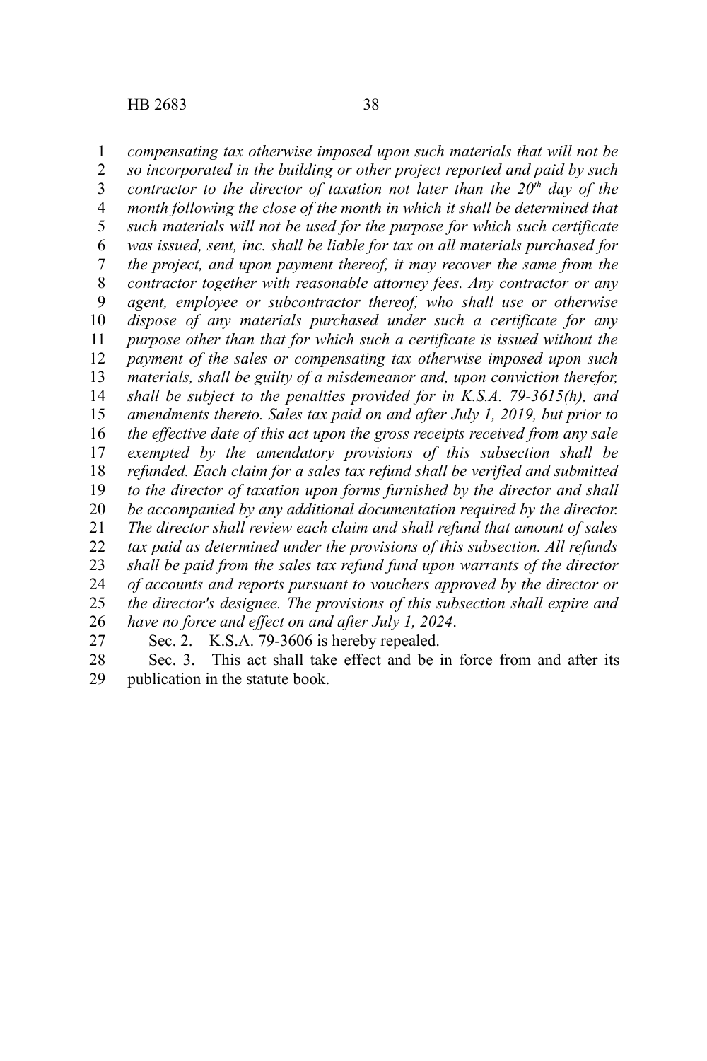*compensating tax otherwise imposed upon such materials that will not be so incorporated in the building or other project reported and paid by such contractor to the director of taxation not later than the 20th day of the month following the close of the month in which it shall be determined that such materials will not be used for the purpose for which such certificate was issued, sent, inc. shall be liable for tax on all materials purchased for the project, and upon payment thereof, it may recover the same from the contractor together with reasonable attorney fees. Any contractor or any agent, employee or subcontractor thereof, who shall use or otherwise dispose of any materials purchased under such a certificate for any purpose other than that for which such a certificate is issued without the payment of the sales or compensating tax otherwise imposed upon such materials, shall be guilty of a misdemeanor and, upon conviction therefor, shall be subject to the penalties provided for in K.S.A. 79-3615(h), and amendments thereto. Sales tax paid on and after July 1, 2019, but prior to the effective date of this act upon the gross receipts received from any sale exempted by the amendatory provisions of this subsection shall be refunded. Each claim for a sales tax refund shall be verified and submitted to the director of taxation upon forms furnished by the director and shall be accompanied by any additional documentation required by the director. The director shall review each claim and shall refund that amount of sales tax paid as determined under the provisions of this subsection. All refunds shall be paid from the sales tax refund fund upon warrants of the director of accounts and reports pursuant to vouchers approved by the director or the director's designee. The provisions of this subsection shall expire and have no force and effect on and after July 1, 2024*.

Sec. 2. K.S.A. 79-3606 is hereby repealed.

Sec. 3. This act shall take effect and be in force from and after its publication in the statute book.